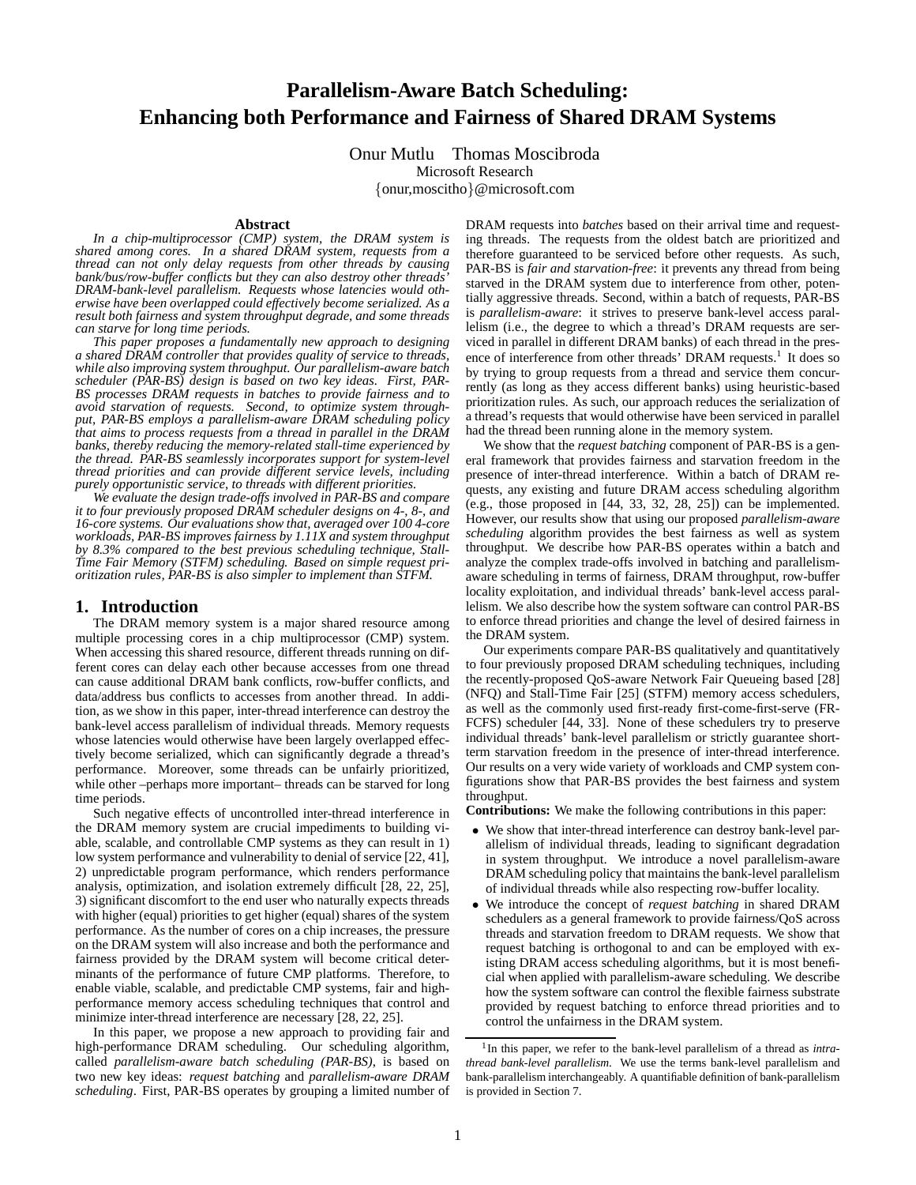# Parallelism-Aware Batch Scheduling: Enhancing both Performance and Fairness of Shared DRAM Systems

Onur Mutlu Thomas Moscibroda
Microsoft Research
{onur,moscitho}@microsoft.com

## Abstract

*In a chip-multiprocessor (CMP) system, the DRAM system is shared among cores. In a shared DRAM system, requests from a thread can not only delay requests from other threads by causing bank/bus/row-buffer conflicts but they can also destroy other threads' DRAM-bank-level parallelism. Requests whose latencies would otherwise have been overlapped could effectively become serialized. As a result both fairness and system throughput degrade, and some threads can starve for long time periods.*

*This paper proposes a fundamentally new approach to designing a shared DRAM controller that provides quality of service to threads, while also improving system throughput. Our parallelism-aware batch scheduler (PAR-BS) design is based on two key ideas. First, PAR-BS processes DRAM requests in batches to provide fairness and to avoid starvation of requests. Second, to optimize system throughput, PAR-BS employs a parallelism-aware DRAM scheduling policy that aims to process requests from a thread in parallel in the DRAM banks, thereby reducing the memory-related stall-time experienced by the thread. PAR-BS seamlessly incorporates support for system-level thread priorities and can provide different service levels, including purely opportunistic service, to threads with different priorities.*

*We evaluate the design trade-offs involved in PAR-BS and compare it to four previously proposed DRAM scheduler designs on 4-, 8-, and 16-core systems. Our evaluations show that, averaged over 100 4-core workloads, PAR-BS improves fairness by 1.11X and system throughput by 8.3% compared to the best previous scheduling technique, Stall-Time Fair Memory (STFM) scheduling. Based on simple request prioritization rules, PAR-BS is also simpler to implement than STFM.*

## 1. Introduction

The DRAM memory system is a major shared resource among multiple processing cores in a chip multiprocessor (CMP) system. When accessing this shared resource, different threads running on different cores can delay each other because accesses from one thread can cause additional DRAM bank conflicts, row-buffer conflicts, and data/address bus conflicts to accesses from another thread. In addition, as we show in this paper, inter-thread interference can destroy the bank-level access parallelism of individual threads. Memory requests whose latencies would otherwise have been largely overlapped effectively become serialized, which can significantly degrade a thread's performance. Moreover, some threads can be unfairly prioritized, while other –perhaps more important– threads can be starved for long time periods.

Such negative effects of uncontrolled inter-thread interference in the DRAM memory system are crucial impediments to building viable, scalable, and controllable CMP systems as they can result in 1) low system performance and vulnerability to denial of service [22, 41], 2) unpredictable program performance, which renders performance analysis, optimization, and isolation extremely difficult [28, 22, 25], 3) significant discomfort to the end user who naturally expects threads with higher (equal) priorities to get higher (equal) shares of the system performance. As the number of cores on a chip increases, the pressure on the DRAM system will also increase and both the performance and fairness provided by the DRAM system will become critical determinants of the performance of future CMP platforms. Therefore, to enable viable, scalable, and predictable CMP systems, fair and high-performance memory access scheduling techniques that control and minimize inter-thread interference are necessary [28, 22, 25].

In this paper, we propose a new approach to providing fair and high-performance DRAM scheduling. Our scheduling algorithm, called *parallelism-aware batch scheduling (PAR-BS)*, is based on two new key ideas: *request batching* and *parallelism-aware DRAM scheduling*. First, PAR-BS operates by grouping a limited number of DRAM requests into *batches* based on their arrival time and requesting threads. The requests from the oldest batch are prioritized and therefore guaranteed to be serviced before other requests. As such, PAR-BS is *fair and starvation-free*: it prevents any thread from being starved in the DRAM system due to interference from other, potentially aggressive threads. Second, within a batch of requests, PAR-BS is *parallelism-aware*: it strives to preserve bank-level access parallelism (i.e., the degree to which a thread's DRAM requests are serviced in parallel in different DRAM banks) of each thread in the presence of interference from other threads' DRAM requests.[1] It does so by trying to group requests from a thread and service them concurrently (as long as they access different banks) using heuristic-based prioritization rules. As such, our approach reduces the serialization of a thread's requests that would otherwise have been serviced in parallel had the thread been running alone in the memory system.

We show that the *request batching* component of PAR-BS is a general framework that provides fairness and starvation freedom in the presence of inter-thread interference. Within a batch of DRAM requests, any existing and future DRAM access scheduling algorithm (e.g., those proposed in [44, 33, 32, 28, 25]) can be implemented. However, our results show that using our proposed *parallelism-aware scheduling* algorithm provides the best fairness as well as system throughput. We describe how PAR-BS operates within a batch and analyze the complex trade-offs involved in batching and parallelism-aware scheduling in terms of fairness, DRAM throughput, row-buffer locality exploitation, and individual threads' bank-level access parallelism. We also describe how the system software can control PAR-BS to enforce thread priorities and change the level of desired fairness in the DRAM system.

Our experiments compare PAR-BS qualitatively and quantitatively to four previously proposed DRAM scheduling techniques, including the recently-proposed QoS-aware Network Fair Queueing based [28] (NFQ) and Stall-Time Fair [25] (STFM) memory access schedulers, as well as the commonly used first-ready first-come-first-serve (FR-FCFS) scheduler [44, 33]. None of these schedulers try to preserve individual threads' bank-level parallelism or strictly guarantee short-term starvation freedom in the presence of inter-thread interference. Our results on a very wide variety of workloads and CMP system configurations show that PAR-BS provides the best fairness and system throughput.

**Contributions:** We make the following contributions in this paper:

- We show that inter-thread interference can destroy bank-level parallelism of individual threads, leading to significant degradation in system throughput. We introduce a novel parallelism-aware DRAM scheduling policy that maintains the bank-level parallelism of individual threads while also respecting row-buffer locality.
- We introduce the concept of *request batching* in shared DRAM schedulers as a general framework to provide fairness/QoS across threads and starvation freedom to DRAM requests. We show that request batching is orthogonal to and can be employed with existing DRAM access scheduling algorithms, but it is most beneficial when applied with parallelism-aware scheduling. We describe how the system software can control the flexible fairness substrate provided by request batching to enforce thread priorities and to control the unfairness in the DRAM system.

[1] In this paper, we refer to the bank-level parallelism of a thread as *intra-thread bank-level parallelism*. We use the terms bank-level parallelism and bank-parallelism interchangeably. A quantifiable definition of bank-parallelism is provided in Section 7.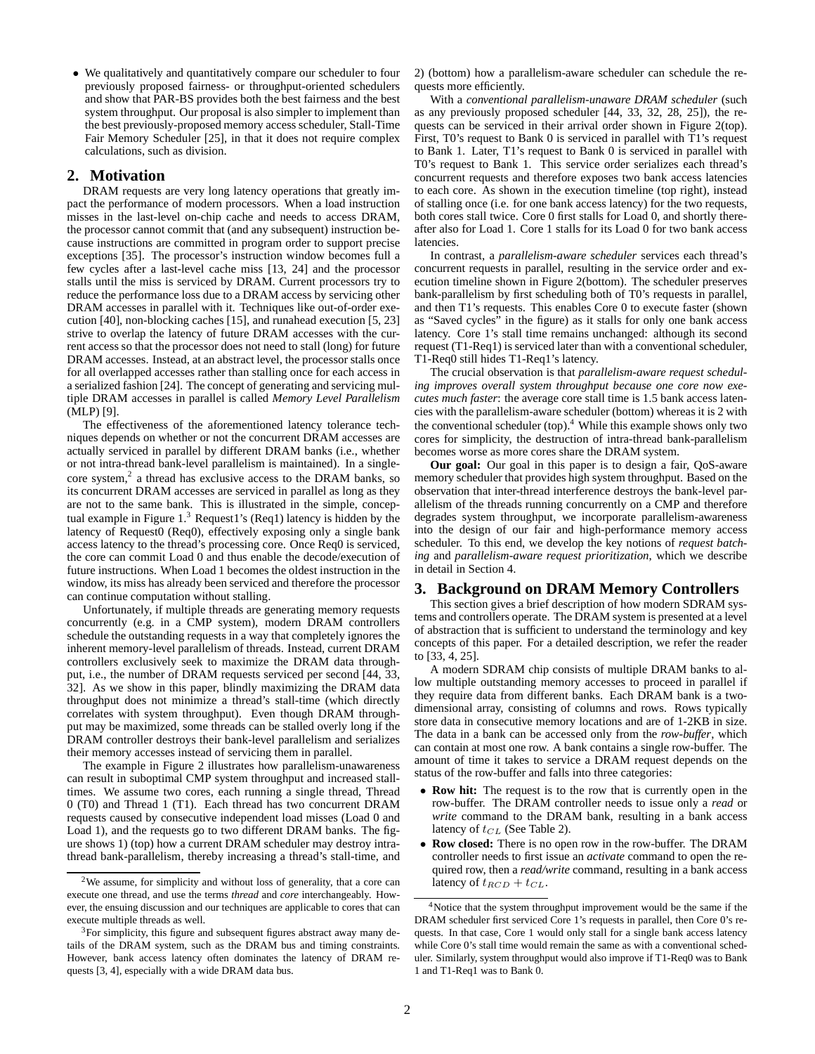- We qualitatively and quantitatively compare our scheduler to four previously proposed fairness- or throughput-oriented schedulers and show that PAR-BS provides both the best fairness and the best system throughput. Our proposal is also simpler to implement than the best previously-proposed memory access scheduler, Stall-Time Fair Memory Scheduler [25], in that it does not require complex calculations, such as division.

## 2. Motivation

DRAM requests are very long latency operations that greatly impact the performance of modern processors. When a load instruction misses in the last-level on-chip cache and needs to access DRAM, the processor cannot commit that (and any subsequent) instruction because instructions are committed in program order to support precise exceptions [35]. The processor's instruction window becomes full a few cycles after a last-level cache miss [13, 24] and the processor stalls until the miss is serviced by DRAM. Current processors try to reduce the performance loss due to a DRAM access by servicing other DRAM accesses in parallel with it. Techniques like out-of-order execution [40], non-blocking caches [15], and runahead execution [5, 23] strive to overlap the latency of future DRAM accesses with the current access so that the processor does not need to stall (long) for future DRAM accesses. Instead, at an abstract level, the processor stalls once for all overlapped accesses rather than stalling once for each access in a serialized fashion [24]. The concept of generating and servicing multiple DRAM accesses in parallel is called *Memory Level Parallelism* (MLP) [9].

The effectiveness of the aforementioned latency tolerance techniques depends on whether or not the concurrent DRAM accesses are actually serviced in parallel by different DRAM banks (i.e., whether or not intra-thread bank-level parallelism is maintained). In a single-core system,[2] a thread has exclusive access to the DRAM banks, so its concurrent DRAM accesses are serviced in parallel as long as they are not to the same bank. This is illustrated in the simple, conceptual example in Figure 1.[3] Request1's (Req1) latency is hidden by the latency of Request0 (Req0), effectively exposing only a single bank access latency to the thread's processing core. Once Req0 is serviced, the core can commit Load 0 and thus enable the decode/execution of future instructions. When Load 1 becomes the oldest instruction in the window, its miss has already been serviced and therefore the processor can continue computation without stalling.

Unfortunately, if multiple threads are generating memory requests concurrently (e.g. in a CMP system), modern DRAM controllers schedule the outstanding requests in a way that completely ignores the inherent memory-level parallelism of threads. Instead, current DRAM controllers exclusively seek to maximize the DRAM data throughput, i.e., the number of DRAM requests serviced per second [44, 33, 32]. As we show in this paper, blindly maximizing the DRAM data throughput does not minimize a thread's stall-time (which directly correlates with system throughput). Even though DRAM throughput may be maximized, some threads can be stalled overly long if the DRAM controller destroys their bank-level parallelism and serializes their memory accesses instead of servicing them in parallel.

The example in Figure 2 illustrates how parallelism-unawareness can result in suboptimal CMP system throughput and increased stall-times. We assume two cores, each running a single thread, Thread 0 (T0) and Thread 1 (T1). Each thread has two concurrent DRAM requests caused by consecutive independent load misses (Load 0 and Load 1), and the requests go to two different DRAM banks. The figure shows 1) (top) how a current DRAM scheduler may destroy intra-thread bank-parallelism, thereby increasing a thread's stall-time, and 2) (bottom) how a parallelism-aware scheduler can schedule the requests more efficiently.

With a *conventional parallelism-unaware DRAM scheduler* (such as any previously proposed scheduler [44, 33, 32, 28, 25]), the requests can be serviced in their arrival order shown in Figure 2(top). First, T0's request to Bank 0 is serviced in parallel with T1's request to Bank 1. Later, T1's request to Bank 0 is serviced in parallel with T0's request to Bank 1. This service order serializes each thread's concurrent requests and therefore exposes two bank access latencies to each core. As shown in the execution timeline (top right), instead of stalling once (i.e. for one bank access latency) for the two requests, both cores stall twice. Core 0 first stalls for Load 0, and shortly thereafter also for Load 1. Core 1 stalls for its Load 0 for two bank access latencies.

In contrast, a *parallelism-aware scheduler* services each thread's concurrent requests in parallel, resulting in the service order and execution timeline shown in Figure 2(bottom). The scheduler preserves bank-parallelism by first scheduling both of T0's requests in parallel, and then T1's requests. This enables Core 0 to execute faster (shown as "Saved cycles" in the figure) as it stalls for only one bank access latency. Core 1's stall time remains unchanged: although its second request (T1-Req1) is serviced later than with a conventional scheduler, T1-Req0 still hides T1-Req1's latency.

The crucial observation is that *parallelism-aware request scheduling improves overall system throughput because one core now executes much faster*: the average core stall time is 1.5 bank access latencies with the parallelism-aware scheduler (bottom) whereas it is 2 with the conventional scheduler (top).[4] While this example shows only two cores for simplicity, the destruction of intra-thread bank-parallelism becomes worse as more cores share the DRAM system.

**Our goal:** Our goal in this paper is to design a fair, QoS-aware memory scheduler that provides high system throughput. Based on the observation that inter-thread interference destroys the bank-level parallelism of the threads running concurrently on a CMP and therefore degrades system throughput, we incorporate parallelism-awareness into the design of our fair and high-performance memory access scheduler. To this end, we develop the key notions of *request batching* and *parallelism-aware request prioritization*, which we describe in detail in Section 4.

## 3. Background on DRAM Memory Controllers

This section gives a brief description of how modern SDRAM systems and controllers operate. The DRAM system is presented at a level of abstraction that is sufficient to understand the terminology and key concepts of this paper. For a detailed description, we refer the reader to [33, 4, 25].

A modern SDRAM chip consists of multiple DRAM banks to allow multiple outstanding memory accesses to proceed in parallel if they require data from different banks. Each DRAM bank is a two-dimensional array, consisting of columns and rows. Rows typically store data in consecutive memory locations and are of 1-2KB in size. The data in a bank can be accessed only from the *row-buffer*, which can contain at most one row. A bank contains a single row-buffer. The amount of time it takes to service a DRAM request depends on the status of the row-buffer and falls into three categories:

- **Row hit:** The request is to the row that is currently open in the row-buffer. The DRAM controller needs to issue only a *read* or *write* command to the DRAM bank, resulting in a bank access latency of $t_{CL}$ (See Table 2).
- **Row closed:** There is no open row in the row-buffer. The DRAM controller needs to first issue an *activate* command to open the required row, then a *read/write* command, resulting in a bank access latency of $t_{RCD} + t_{CL}$.

[2] We assume, for simplicity and without loss of generality, that a core can execute one thread, and use the terms *thread* and *core* interchangeably. However, the ensuing discussion and our techniques are applicable to cores that can execute multiple threads as well.

[3] For simplicity, this figure and subsequent figures abstract away many details of the DRAM system, such as the DRAM bus and timing constraints. However, bank access latency often dominates the latency of DRAM requests [3, 4], especially with a wide DRAM data bus.

[4] Notice that the system throughput improvement would be the same if the DRAM scheduler first serviced Core 1's requests in parallel, then Core 0's requests. In that case, Core 1 would only stall for a single bank access latency while Core 0's stall time would remain the same as with a conventional scheduler. Similarly, system throughput would also improve if T1-Req0 was to Bank 1 and T1-Req1 was to Bank 0.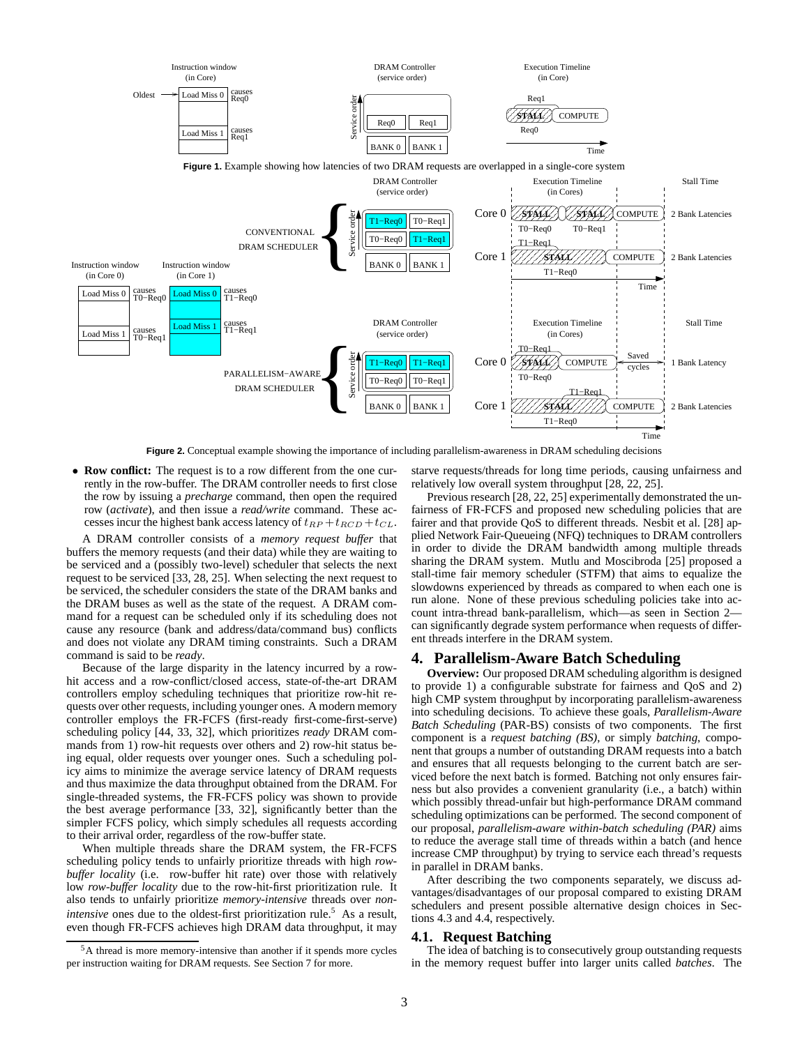**Figure 1.** Example showing how latencies of two DRAM requests are overlapped in a single-core system

**Figure 2.** Conceptual example showing the importance of including parallelism-awareness in DRAM scheduling decisions

- **Row conflict:** The request is to a row different from the one currently in the row-buffer. The DRAM controller needs to first close the row by issuing a *precharge* command, then open the required row (*activate*), and then issue a *read/write* command. These accesses incur the highest bank access latency of $t_{RP} + t_{RCD} + t_{CL}$.

A DRAM controller consists of a *memory request buffer* that buffers the memory requests (and their data) while they are waiting to be serviced and a (possibly two-level) scheduler that selects the next request to be serviced [33, 28, 25]. When selecting the next request to be serviced, the scheduler considers the state of the DRAM banks and the DRAM buses as well as the state of the request. A DRAM command for a request can be scheduled only if its scheduling does not cause any resource (bank and address/data/command bus) conflicts and does not violate any DRAM timing constraints. Such a DRAM command is said to be *ready*.

Because of the large disparity in the latency incurred by a row-hit access and a row-conflict/closed access, state-of-the-art DRAM controllers employ scheduling techniques that prioritize row-hit requests over other requests, including younger ones. A modern memory controller employs the FR-FCFS (first-ready first-come-first-serve) scheduling policy [44, 33, 32], which prioritizes *ready* DRAM commands from 1) row-hit requests over others and 2) row-hit status being equal, older requests over younger ones. Such a scheduling policy aims to minimize the average service latency of DRAM requests and thus maximize the data throughput obtained from the DRAM. For single-threaded systems, the FR-FCFS policy was shown to provide the best average performance [33, 32], significantly better than the simpler FCFS policy, which simply schedules all requests according to their arrival order, regardless of the row-buffer state.

When multiple threads share the DRAM system, the FR-FCFS scheduling policy tends to unfairly prioritize threads with high *row-buffer locality* (i.e. row-buffer hit rate) over those with relatively low *row-buffer locality* due to the row-hit-first prioritization rule. It also tends to unfairly prioritize *memory-intensive* threads over *non-intensive* ones due to the oldest-first prioritization rule.[5] As a result, even though FR-FCFS achieves high DRAM data throughput, it may starve requests/threads for long time periods, causing unfairness and relatively low overall system throughput [28, 22, 25].

[5] A thread is more memory-intensive than another if it spends more cycles per instruction waiting for DRAM requests. See Section 7 for more.

Previous research [28, 22, 25] experimentally demonstrated the unfairness of FR-FCFS and proposed new scheduling policies that are fairer and that provide QoS to different threads. Nesbit et al. [28] applied Network Fair-Queueing (NFQ) techniques to DRAM controllers in order to divide the DRAM bandwidth among multiple threads sharing the DRAM system. Mutlu and Moscibroda [25] proposed a stall-time fair memory scheduler (STFM) that aims to equalize the slowdowns experienced by threads as compared to when each one is run alone. None of these previous scheduling policies take into account intra-thread bank-parallelism, which—as seen in Section 2—can significantly degrade system performance when requests of different threads interfere in the DRAM system.

## 4. Parallelism-Aware Batch Scheduling

**Overview:** Our proposed DRAM scheduling algorithm is designed to provide 1) a configurable substrate for fairness and QoS and 2) high CMP system throughput by incorporating parallelism-awareness into scheduling decisions. To achieve these goals, *Parallelism-Aware Batch Scheduling* (PAR-BS) consists of two components. The first component is a *request batching (BS)*, or simply *batching*, component that groups a number of outstanding DRAM requests into a batch and ensures that all requests belonging to the current batch are serviced before the next batch is formed. Batching not only ensures fairness but also provides a convenient granularity (i.e., a batch) within which possibly thread-unfair but high-performance DRAM command scheduling optimizations can be performed. The second component of our proposal, *parallelism-aware within-batch scheduling (PAR)* aims to reduce the average stall time of threads within a batch (and hence increase CMP throughput) by trying to service each thread's requests in parallel in DRAM banks.

After describing the two components separately, we discuss advantages/disadvantages of our proposal compared to existing DRAM schedulers and present possible alternative design choices in Sections 4.3 and 4.4, respectively.

### 4.1. Request Batching

The idea of batching is to consecutively group outstanding requests in the memory request buffer into larger units called *batches*. The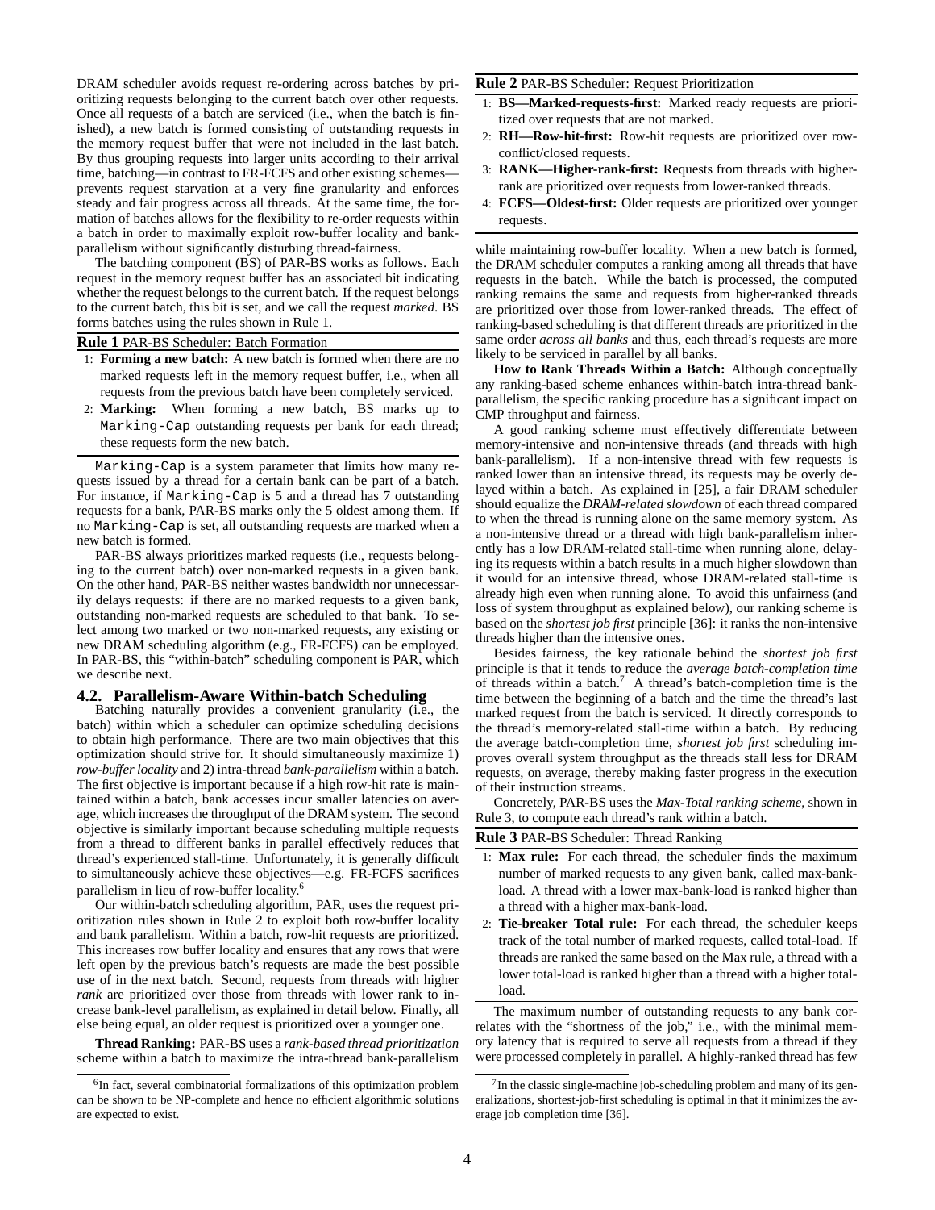DRAM scheduler avoids request re-ordering across batches by prioritizing requests belonging to the current batch over other requests. Once all requests of a batch are serviced (i.e., when the batch is finished), a new batch is formed consisting of outstanding requests in the memory request buffer that were not included in the last batch. By thus grouping requests into larger units according to their arrival time, batching—in contrast to FR-FCFS and other existing schemes—prevents request starvation at a very fine granularity and enforces steady and fair progress across all threads. At the same time, the formation of batches allows for the flexibility to re-order requests within a batch in order to maximally exploit row-buffer locality and bank-parallelism without significantly disturbing thread-fairness.

The batching component (BS) of PAR-BS works as follows. Each request in the memory request buffer has an associated bit indicating whether the request belongs to the current batch. If the request belongs to the current batch, this bit is set, and we call the request *marked*. BS forms batches using the rules shown in Rule 1.

**Rule 1** PAR-BS Scheduler: Batch Formation

1: **Forming a new batch:** A new batch is formed when there are no marked requests left in the memory request buffer, i.e., when all requests from the previous batch have been completely serviced.
2: **Marking:** When forming a new batch, BS marks up to `Marking-Cap` outstanding requests per bank for each thread; these requests form the new batch.

`Marking-Cap` is a system parameter that limits how many requests issued by a thread for a certain bank can be part of a batch. For instance, if `Marking-Cap` is 5 and a thread has 7 outstanding requests for a bank, PAR-BS marks only the 5 oldest among them. If no `Marking-Cap` is set, all outstanding requests are marked when a new batch is formed.

PAR-BS always prioritizes marked requests (i.e., requests belonging to the current batch) over non-marked requests in a given bank. On the other hand, PAR-BS neither wastes bandwidth nor unnecessarily delays requests: if there are no marked requests to a given bank, outstanding non-marked requests are scheduled to that bank. To select among two marked or two non-marked requests, any existing or new DRAM scheduling algorithm (e.g., FR-FCFS) can be employed. In PAR-BS, this "within-batch" scheduling component is PAR, which we describe next.

## 4.2. Parallelism-Aware Within-batch Scheduling

Batching naturally provides a convenient granularity (i.e., the batch) within which a scheduler can optimize scheduling decisions to obtain high performance. There are two main objectives that this optimization should strive for. It should simultaneously maximize 1) *row-buffer locality* and 2) intra-thread *bank-parallelism* within a batch. The first objective is important because if a high row-hit rate is maintained within a batch, bank accesses incur smaller latencies on average, which increases the throughput of the DRAM system. The second objective is similarly important because scheduling multiple requests from a thread to different banks in parallel effectively reduces that thread's experienced stall-time. Unfortunately, it is generally difficult to simultaneously achieve these objectives—e.g. FR-FCFS sacrifices parallelism in lieu of row-buffer locality.[6]

Our within-batch scheduling algorithm, PAR, uses the request prioritization rules shown in Rule 2 to exploit both row-buffer locality and bank parallelism. Within a batch, row-hit requests are prioritized. This increases row buffer locality and ensures that any rows that were left open by the previous batch's requests are made the best possible use of in the next batch. Second, requests from threads with higher *rank* are prioritized over those from threads with lower rank to increase bank-level parallelism, as explained in detail below. Finally, all else being equal, an older request is prioritized over a younger one.

**Thread Ranking:** PAR-BS uses a *rank-based thread prioritization* scheme within a batch to maximize the intra-thread bank-parallelism while maintaining row-buffer locality. When a new batch is formed, the DRAM scheduler computes a ranking among all threads that have requests in the batch. While the batch is processed, the computed ranking remains the same and requests from higher-ranked threads are prioritized over those from lower-ranked threads. The effect of ranking-based scheduling is that different threads are prioritized in the same order *across all banks* and thus, each thread's requests are more likely to be serviced in parallel by all banks.

**Rule 2** PAR-BS Scheduler: Request Prioritization

1: **BS—Marked-requests-first:** Marked ready requests are prioritized over requests that are not marked.
2: **RH—Row-hit-first:** Row-hit requests are prioritized over row-conflict/closed requests.
3: **RANK—Higher-rank-first:** Requests from threads with higher-rank are prioritized over requests from lower-ranked threads.
4: **FCFS—Oldest-first:** Older requests are prioritized over younger requests.

**How to Rank Threads Within a Batch:** Although conceptually any ranking-based scheme enhances within-batch intra-thread bank-parallelism, the specific ranking procedure has a significant impact on CMP throughput and fairness.

A good ranking scheme must effectively differentiate between memory-intensive and non-intensive threads (and threads with high bank-parallelism). If a non-intensive thread with few requests is ranked lower than an intensive thread, its requests may be overly delayed within a batch. As explained in [25], a fair DRAM scheduler should equalize the *DRAM-related slowdown* of each thread compared to when the thread is running alone on the same memory system. As a non-intensive thread or a thread with high bank-parallelism inherently has a low DRAM-related stall-time when running alone, delaying its requests within a batch results in a much higher slowdown than it would for an intensive thread, whose DRAM-related stall-time is already high even when running alone. To avoid this unfairness (and loss of system throughput as explained below), our ranking scheme is based on the *shortest job first* principle [36]: it ranks the non-intensive threads higher than the intensive ones.

Besides fairness, the key rationale behind the *shortest job first* principle is that it tends to reduce the *average batch-completion time* of threads within a batch.[7] A thread's batch-completion time is the time between the beginning of a batch and the time the thread's last marked request from the batch is serviced. It directly corresponds to the thread's memory-related stall-time within a batch. By reducing the average batch-completion time, *shortest job first* scheduling improves overall system throughput as the threads stall less for DRAM requests, on average, thereby making faster progress in the execution of their instruction streams.

Concretely, PAR-BS uses the *Max-Total ranking scheme*, shown in Rule 3, to compute each thread's rank within a batch.

**Rule 3** PAR-BS Scheduler: Thread Ranking

1: **Max rule:** For each thread, the scheduler finds the maximum number of marked requests to any given bank, called max-bank-load. A thread with a lower max-bank-load is ranked higher than a thread with a higher max-bank-load.
2: **Tie-breaker Total rule:** For each thread, the scheduler keeps track of the total number of marked requests, called total-load. If threads are ranked the same based on the Max rule, a thread with a lower total-load is ranked higher than a thread with a higher total-load.

The maximum number of outstanding requests to any bank correlates with the "shortness of the job," i.e., with the minimal memory latency that is required to serve all requests from a thread if they were processed completely in parallel. A highly-ranked thread has few

[6] In fact, several combinatorial formalizations of this optimization problem can be shown to be NP-complete and hence no efficient algorithmic solutions are expected to exist.

[7] In the classic single-machine job-scheduling problem and many of its generalizations, shortest-job-first scheduling is optimal in that it minimizes the average job completion time [36].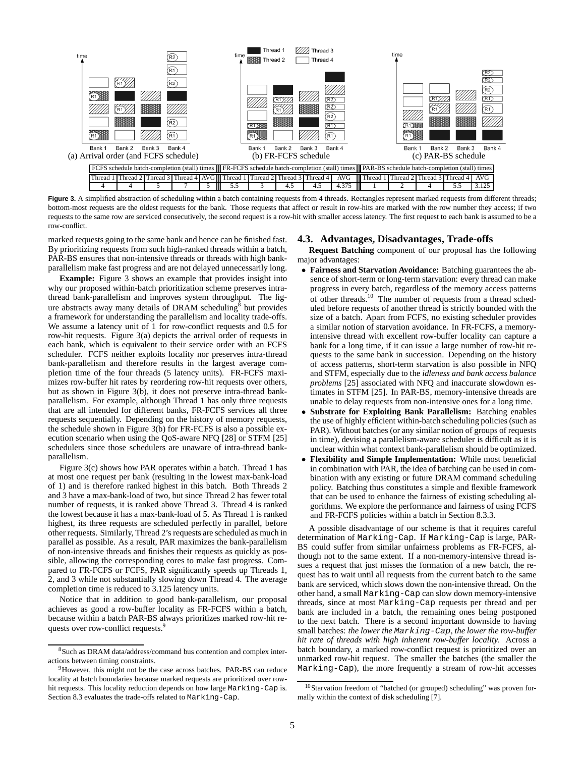(a) Arrival order (and FCFS schedule) (b) FR-FCFS schedule (c) PAR-BS schedule

| FCFS schedule batch-completion (stall) times | | | | | FR-FCFS schedule batch-completion (stall) times | | | | | PAR-BS schedule batch-completion (stall) times | | | | |
|---|---|---|---|---|---|---|---|---|---|---|---|---|---|---|
| Thread 1 | Thread 2 | Thread 3 | Thread 4 | AVG | Thread 1 | Thread 2 | Thread 3 | Thread 4 | AVG | Thread 1 | Thread 2 | Thread 3 | Thread 4 | AVG |
| 4 | 4 | 5 | 7 | 5 | 5.5 | 3 | 4.5 | 4.5 | 4.375 | 1 | 2 | 4 | 5.5 | 3.125 |

**Figure 3.** A simplified abstraction of scheduling within a batch containing requests from 4 threads. Rectangles represent marked requests from different threads; bottom-most requests are the oldest requests for the bank. Those requests that affect or result in row-hits are marked with the row number they access; if two requests to the same row are serviced consecutively, the second request is a row-hit with smaller access latency. The first request to each bank is assumed to be a row-conflict.

marked requests going to the same bank and hence can be finished fast. By prioritizing requests from such high-ranked threads within a batch, PAR-BS ensures that non-intensive threads or threads with high bank-parallelism make fast progress and are not delayed unnecessarily long.

**Example:** Figure 3 shows an example that provides insight into why our proposed within-batch prioritization scheme preserves intra-thread bank-parallelism and improves system throughput. The figure abstracts away many details of DRAM scheduling[8] but provides a framework for understanding the parallelism and locality trade-offs. We assume a latency unit of 1 for row-conflict requests and 0.5 for row-hit requests. Figure 3(a) depicts the arrival order of requests in each bank, which is equivalent to their service order with an FCFS scheduler. FCFS neither exploits locality nor preserves intra-thread bank-parallelism and therefore results in the largest average completion time of the four threads (5 latency units). FR-FCFS maximizes row-buffer hit rates by reordering row-hit requests over others, but as shown in Figure 3(b), it does not preserve intra-thread bank-parallelism. For example, although Thread 1 has only three requests that are all intended for different banks, FR-FCFS services all three requests sequentially. Depending on the history of memory requests, the schedule shown in Figure 3(b) for FR-FCFS is also a possible execution scenario when using the QoS-aware NFQ [28] or STFM [25] schedulers since those schedulers are unaware of intra-thread bank-parallelism.

Figure 3(c) shows how PAR operates within a batch. Thread 1 has at most one request per bank (resulting in the lowest max-bank-load of 1) and is therefore ranked highest in this batch. Both Threads 2 and 3 have a max-bank-load of two, but since Thread 2 has fewer total number of requests, it is ranked above Thread 3. Thread 4 is ranked the lowest because it has a max-bank-load of 5. As Thread 1 is ranked highest, its three requests are scheduled perfectly in parallel, before other requests. Similarly, Thread 2's requests are scheduled as much in parallel as possible. As a result, PAR maximizes the bank-parallelism of non-intensive threads and finishes their requests as quickly as possible, allowing the corresponding cores to make fast progress. Compared to FR-FCFS or FCFS, PAR significantly speeds up Threads 1, 2, and 3 while not substantially slowing down Thread 4. The average completion time is reduced to 3.125 latency units.

Notice that in addition to good bank-parallelism, our proposal achieves as good a row-buffer locality as FR-FCFS within a batch, because within a batch PAR-BS always prioritizes marked row-hit requests over row-conflict requests.[9]

[8] Such as DRAM data/address/command bus contention and complex interactions between timing constraints.

[9] However, this might not be the case across batches. PAR-BS can reduce locality at batch boundaries because marked requests are prioritized over row-hit requests. This locality reduction depends on how large `Marking-Cap` is. Section 8.3 evaluates the trade-offs related to `Marking-Cap`.

## 4.3. Advantages, Disadvantages, Trade-offs

**Request Batching** component of our proposal has the following major advantages:

- **Fairness and Starvation Avoidance:** Batching guarantees the absence of short-term or long-term starvation: every thread can make progress in every batch, regardless of the memory access patterns of other threads.[10] The number of requests from a thread scheduled before requests of another thread is strictly bounded with the size of a batch. Apart from FCFS, no existing scheduler provides a similar notion of starvation avoidance. In FR-FCFS, a memory-intensive thread with excellent row-buffer locality can capture a bank for a long time, if it can issue a large number of row-hit requests to the same bank in succession. Depending on the history of access patterns, short-term starvation is also possible in NFQ and STFM, especially due to the *idleness and bank access balance problems* [25] associated with NFQ and inaccurate slowdown estimates in STFM [25]. In PAR-BS, memory-intensive threads are unable to delay requests from non-intensive ones for a long time.
- **Substrate for Exploiting Bank Parallelism:** Batching enables the use of highly efficient within-batch scheduling policies (such as PAR). Without batches (or any similar notion of groups of requests in time), devising a parallelism-aware scheduler is difficult as it is unclear within what context bank-parallelism should be optimized.
- **Flexibility and Simple Implementation:** While most beneficial in combination with PAR, the idea of batching can be used in combination with any existing or future DRAM command scheduling policy. Batching thus constitutes a simple and flexible framework that can be used to enhance the fairness of existing scheduling algorithms. We explore the performance and fairness of using FCFS and FR-FCFS policies within a batch in Section 8.3.3.

A possible disadvantage of our scheme is that it requires careful determination of `Marking-Cap`. If `Marking-Cap` is large, PAR-BS could suffer from similar unfairness problems as FR-FCFS, although not to the same extent. If a non-memory-intensive thread issues a request that just misses the formation of a new batch, the request has to wait until all requests from the current batch to the same bank are serviced, which slows down the non-intensive thread. On the other hand, a small `Marking-Cap` can slow down memory-intensive threads, since at most `Marking-Cap` requests per thread and per bank are included in a batch, the remaining ones being postponed to the next batch. There is a second important downside to having small batches: *the lower the* `Marking-Cap`*, the lower the row-buffer hit rate of threads with high inherent row-buffer locality.* Across a batch boundary, a marked row-conflict request is prioritized over an unmarked row-hit request. The smaller the batches (the smaller the `Marking-Cap`), the more frequently a stream of row-hit accesses

[10] Starvation freedom of "batched (or grouped) scheduling" was proven formally within the context of disk scheduling [7].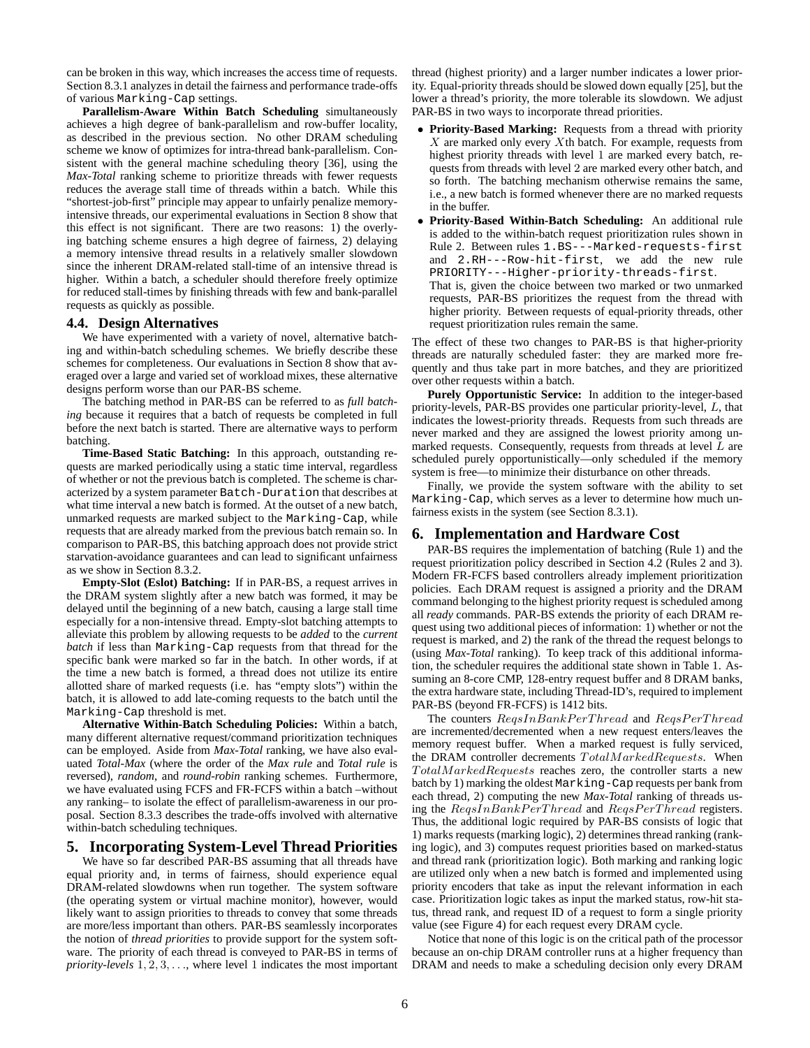can be broken in this way, which increases the access time of requests. Section 8.3.1 analyzes in detail the fairness and performance trade-offs of various `Marking-Cap` settings.

**Parallelism-Aware Within Batch Scheduling** simultaneously achieves a high degree of bank-parallelism and row-buffer locality, as described in the previous section. No other DRAM scheduling scheme we know of optimizes for intra-thread bank-parallelism. Consistent with the general machine scheduling theory [36], using the *Max-Total* ranking scheme to prioritize threads with fewer requests reduces the average stall time of threads within a batch. While this "shortest-job-first" principle may appear to unfairly penalize memory-intensive threads, our experimental evaluations in Section 8 show that this effect is not significant. There are two reasons: 1) the overlying batching scheme ensures a high degree of fairness, 2) delaying a memory intensive thread results in a relatively smaller slowdown since the inherent DRAM-related stall-time of an intensive thread is higher. Within a batch, a scheduler should therefore freely optimize for reduced stall-times by finishing threads with few and bank-parallel requests as quickly as possible.

### 4.4. Design Alternatives

We have experimented with a variety of novel, alternative batching and within-batch scheduling schemes. We briefly describe these schemes for completeness. Our evaluations in Section 8 show that averaged over a large and varied set of workload mixes, these alternative designs perform worse than our PAR-BS scheme.

The batching method in PAR-BS can be referred to as *full batching* because it requires that a batch of requests be completed in full before the next batch is started. There are alternative ways to perform batching.

**Time-Based Static Batching:** In this approach, outstanding requests are marked periodically using a static time interval, regardless of whether or not the previous batch is completed. The scheme is characterized by a system parameter `Batch-Duration` that describes at what time interval a new batch is formed. At the outset of a new batch, unmarked requests are marked subject to the `Marking-Cap`, while requests that are already marked from the previous batch remain so. In comparison to PAR-BS, this batching approach does not provide strict starvation-avoidance guarantees and can lead to significant unfairness as we show in Section 8.3.2.

**Empty-Slot (Eslot) Batching:** If in PAR-BS, a request arrives in the DRAM system slightly after a new batch was formed, it may be delayed until the beginning of a new batch, causing a large stall time especially for a non-intensive thread. Empty-slot batching attempts to alleviate this problem by allowing requests to be *added* to the *current batch* if less than `Marking-Cap` requests from that thread for the specific bank were marked so far in the batch. In other words, if at the time a new batch is formed, a thread does not utilize its entire allotted share of marked requests (i.e. has "empty slots") within the batch, it is allowed to add late-coming requests to the batch until the `Marking-Cap` threshold is met.

**Alternative Within-Batch Scheduling Policies:** Within a batch, many different alternative request/command prioritization techniques can be employed. Aside from *Max-Total* ranking, we have also evaluated *Total-Max* (where the order of the *Max rule* and *Total rule* is reversed), *random*, and *round-robin* ranking schemes. Furthermore, we have evaluated using FCFS and FR-FCFS within a batch –without any ranking– to isolate the effect of parallelism-awareness in our proposal. Section 8.3.3 describes the trade-offs involved with alternative within-batch scheduling techniques.

## 5. Incorporating System-Level Thread Priorities

We have so far described PAR-BS assuming that all threads have equal priority and, in terms of fairness, should experience equal DRAM-related slowdowns when run together. The system software (the operating system or virtual machine monitor), however, would likely want to assign priorities to threads to convey that some threads are more/less important than others. PAR-BS seamlessly incorporates the notion of *thread priorities* to provide support for the system software. The priority of each thread is conveyed to PAR-BS in terms of *priority-levels* $1, 2, 3, \ldots$, where level 1 indicates the most important thread (highest priority) and a larger number indicates a lower priority. Equal-priority threads should be slowed down equally [25], but the lower a thread's priority, the more tolerable its slowdown. We adjust PAR-BS in two ways to incorporate thread priorities.

- **Priority-Based Marking:** Requests from a thread with priority $X$ are marked only every $X$th batch. For example, requests from highest priority threads with level 1 are marked every batch, requests from threads with level 2 are marked every other batch, and so forth. The batching mechanism otherwise remains the same, i.e., a new batch is formed whenever there are no marked requests in the buffer.
- **Priority-Based Within-Batch Scheduling:** An additional rule is added to the within-batch request prioritization rules shown in Rule 2. Between rules `1.BS---Marked-requests-first` and `2.RH---Row-hit-first`, we add the new rule `PRIORITY---Higher-priority-threads-first`.
  That is, given the choice between two marked or two unmarked requests, PAR-BS prioritizes the request from the thread with higher priority. Between requests of equal-priority threads, other request prioritization rules remain the same.

The effect of these two changes to PAR-BS is that higher-priority threads are naturally scheduled faster: they are marked more frequently and thus take part in more batches, and they are prioritized over other requests within a batch.

**Purely Opportunistic Service:** In addition to the integer-based priority-levels, PAR-BS provides one particular priority-level, $L$, that indicates the lowest-priority threads. Requests from such threads are never marked and they are assigned the lowest priority among unmarked requests. Consequently, requests from threads at level $L$ are scheduled purely opportunistically—only scheduled if the memory system is free—to minimize their disturbance on other threads.

Finally, we provide the system software with the ability to set `Marking-Cap`, which serves as a lever to determine how much unfairness exists in the system (see Section 8.3.1).

## 6. Implementation and Hardware Cost

PAR-BS requires the implementation of batching (Rule 1) and the request prioritization policy described in Section 4.2 (Rules 2 and 3). Modern FR-FCFS based controllers already implement prioritization policies. Each DRAM request is assigned a priority and the DRAM command belonging to the highest priority request is scheduled among all *ready* commands. PAR-BS extends the priority of each DRAM request using two additional pieces of information: 1) whether or not the request is marked, and 2) the rank of the thread the request belongs to (using *Max-Total* ranking). To keep track of this additional information, the scheduler requires the additional state shown in Table 1. Assuming an 8-core CMP, 128-entry request buffer and 8 DRAM banks, the extra hardware state, including Thread-ID's, required to implement PAR-BS (beyond FR-FCFS) is 1412 bits.

The counters $ReqsInBankPerThread$ and $ReqsPerThread$ are incremented/decremented when a new request enters/leaves the memory request buffer. When a marked request is fully serviced, the DRAM controller decrements $TotalMarkedRequests$. When $TotalMarkedRequests$ reaches zero, the controller starts a new batch by 1) marking the oldest `Marking-Cap` requests per bank from each thread, 2) computing the new *Max-Total* ranking of threads using the $ReqsInBankPerThread$ and $ReqsPerThread$ registers. Thus, the additional logic required by PAR-BS consists of logic that 1) marks requests (marking logic), 2) determines thread ranking (ranking logic), and 3) computes request priorities based on marked-status and thread rank (prioritization logic). Both marking and ranking logic are utilized only when a new batch is formed and implemented using priority encoders that take as input the relevant information in each case. Prioritization logic takes as input the marked status, row-hit status, thread rank, and request ID of a request to form a single priority value (see Figure 4) for each request every DRAM cycle.

Notice that none of this logic is on the critical path of the processor because an on-chip DRAM controller runs at a higher frequency than DRAM and needs to make a scheduling decision only every DRAM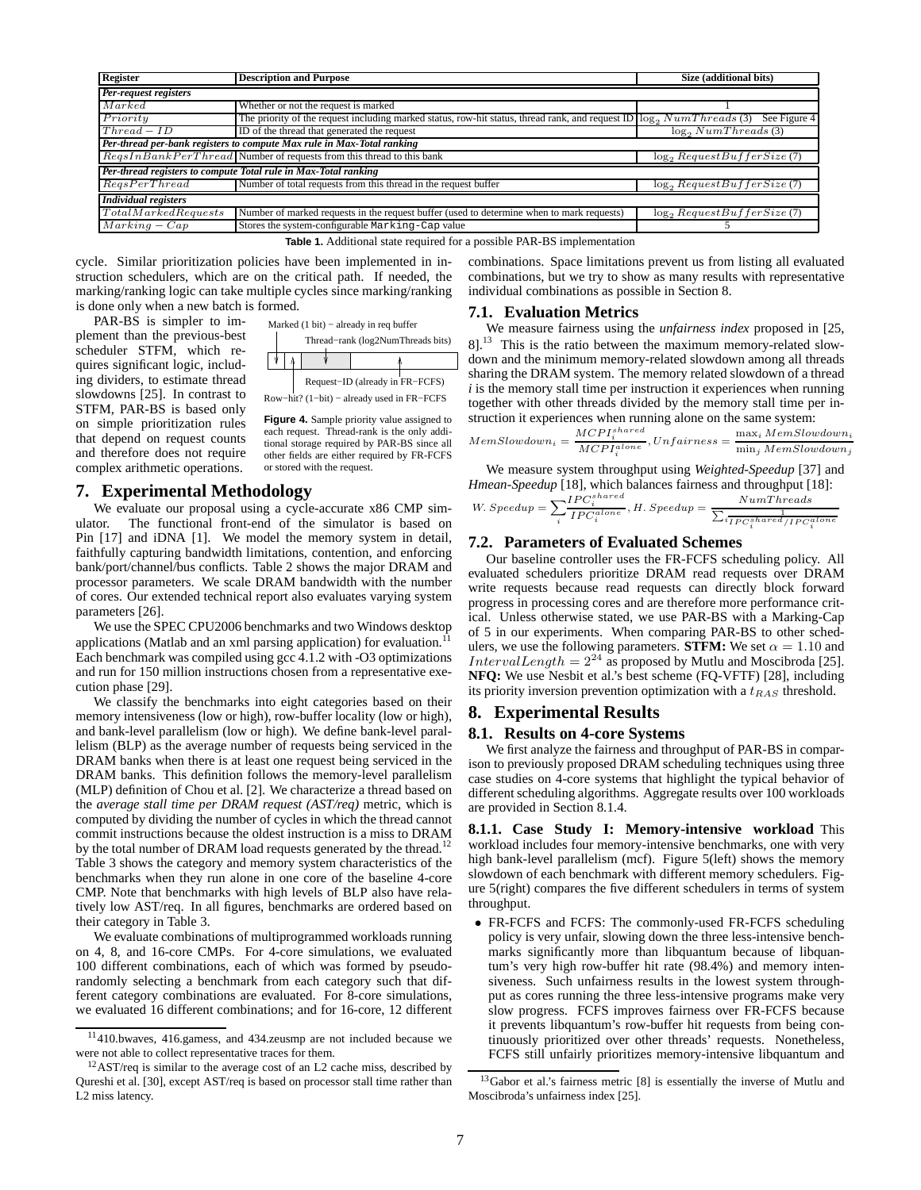| Register | Description and Purpose | Size (additional bits) |
|---|---|---|
| *Per-request registers* | | |
| $Marked$ | Whether or not the request is marked | 1 |
| $Priority$ | The priority of the request including marked status, row-hit status, thread rank, and request ID | $\log_2 NumThreads$ (3) See Figure 4 |
| $Thread-ID$ | ID of the thread that generated the request | $\log_2 NumThreads$ (3) |
| *Per-thread per-bank registers to compute Max rule in Max-Total ranking* | | |
| $ReqsInBankPerThread$ | Number of requests from this thread to this bank | $\log_2 RequestBufferSize$ (7) |
| *Per-thread registers to compute Total rule in Max-Total ranking* | | |
| $ReqsPerThread$ | Number of total requests from this thread in the request buffer | $\log_2 RequestBufferSize$ (7) |
| *Individual registers* | | |
| $TotalMarkedRequests$ | Number of marked requests in the request buffer (used to determine when to mark requests) | $\log_2 RequestBufferSize$ (7) |
| $Marking-Cap$ | Stores the system-configurable `Marking-Cap` value | 5 |

**Table 1.** Additional state required for a possible PAR-BS implementation

cycle. Similar prioritization policies have been implemented in instruction schedulers, which are on the critical path. If needed, the marking/ranking logic can take multiple cycles since marking/ranking is done only when a new batch is formed.

PAR-BS is simpler to implement than the previous-best scheduler STFM, which requires significant logic, including dividers, to estimate thread slowdowns [25]. In contrast to STFM, PAR-BS is based only on simple prioritization rules that depend on request counts and therefore does not require complex arithmetic operations.

Marked (1 bit) − already in req buffer
Thread−rank (log2NumThreads bits)
Request−ID (already in FR−FCFS)
Row−hit? (1−bit) − already used in FR−FCFS

**Figure 4.** Sample priority value assigned to each request. Thread-rank is the only additional storage required by PAR-BS since all other fields are either required by FR-FCFS or stored with the request.

# 7. Experimental Methodology

We evaluate our proposal using a cycle-accurate x86 CMP simulator. The functional front-end of the simulator is based on Pin [17] and iDNA [1]. We model the memory system in detail, faithfully capturing bandwidth limitations, contention, and enforcing bank/port/channel/bus conflicts. Table 2 shows the major DRAM and processor parameters. We scale DRAM bandwidth with the number of cores. Our extended technical report also evaluates varying system parameters [26].

We use the SPEC CPU2006 benchmarks and two Windows desktop applications (Matlab and an xml parsing application) for evaluation.[11] Each benchmark was compiled using gcc 4.1.2 with -O3 optimizations and run for 150 million instructions chosen from a representative execution phase [29].

We classify the benchmarks into eight categories based on their memory intensiveness (low or high), row-buffer locality (low or high), and bank-level parallelism (low or high). We define bank-level parallelism (BLP) as the average number of requests being serviced in the DRAM banks when there is at least one request being serviced in the DRAM banks. This definition follows the memory-level parallelism (MLP) definition of Chou et al. [2]. We characterize a thread based on the *average stall time per DRAM request (AST/req)* metric, which is computed by dividing the number of cycles in which the thread cannot commit instructions because the oldest instruction is a miss to DRAM by the total number of DRAM load requests generated by the thread.[12] Table 3 shows the category and memory system characteristics of the benchmarks when they run alone in one core of the baseline 4-core CMP. Note that benchmarks with high levels of BLP also have relatively low AST/req. In all figures, benchmarks are ordered based on their category in Table 3.

We evaluate combinations of multiprogrammed workloads running on 4, 8, and 16-core CMPs. For 4-core simulations, we evaluated 100 different combinations, each of which was formed by pseudo-randomly selecting a benchmark from each category such that different category combinations are evaluated. For 8-core simulations, we evaluated 16 different combinations; and for 16-core, 12 different combinations. Space limitations prevent us from listing all evaluated combinations, but we try to show as many results with representative individual combinations as possible in Section 8.

[11] 410.bwaves, 416.gamess, and 434.zeusmp are not included because we were not able to collect representative traces for them.

[12] AST/req is similar to the average cost of an L2 cache miss, described by Qureshi et al. [30], except AST/req is based on processor stall time rather than L2 miss latency.

## 7.1. Evaluation Metrics

We measure fairness using the *unfairness index* proposed in [25, 8].[13] This is the ratio between the maximum memory-related slowdown and the minimum memory-related slowdown among all threads sharing the DRAM system. The memory related slowdown of a thread *i* is the memory stall time per instruction it experiences when running together with other threads divided by the memory stall time per instruction it experiences when running alone on the same system:

$$MemSlowdown_i = \frac{MCPI_i^{shared}}{MCPI_i^{alone}}, Unfairness = \frac{\max_i MemSlowdown_i}{\min_j MemSlowdown_j}$$

We measure system throughput using *Weighted-Speedup* [37] and *Hmean-Speedup* [18], which balances fairness and throughput [18]:

$$W.\,Speedup = \sum_i \frac{IPC_i^{shared}}{IPC_i^{alone}}, H.\,Speedup = \frac{NumThreads}{\sum_i \frac{1}{IPC_i^{shared}/IPC_i^{alone}}}$$

## 7.2. Parameters of Evaluated Schemes

Our baseline controller uses the FR-FCFS scheduling policy. All evaluated schedulers prioritize DRAM read requests over DRAM write requests because read requests can directly block forward progress in processing cores and are therefore more performance critical. Unless otherwise stated, we use PAR-BS with a Marking-Cap of 5 in our experiments. When comparing PAR-BS to other schedulers, we use the following parameters. **STFM:** We set $\alpha = 1.10$ and $IntervalLength = 2^{24}$ as proposed by Mutlu and Moscibroda [25]. **NFQ:** We use Nesbit et al.'s best scheme (FQ-VFTF) [28], including its priority inversion prevention optimization with a $t_{RAS}$ threshold.

# 8. Experimental Results

## 8.1. Results on 4-core Systems

We first analyze the fairness and throughput of PAR-BS in comparison to previously proposed DRAM scheduling techniques using three case studies on 4-core systems that highlight the typical behavior of different scheduling algorithms. Aggregate results over 100 workloads are provided in Section 8.1.4.

**8.1.1. Case Study I: Memory-intensive workload** This workload includes four memory-intensive benchmarks, one with very high bank-level parallelism (mcf). Figure 5(left) shows the memory slowdown of each benchmark with different memory schedulers. Figure 5(right) compares the five different schedulers in terms of system throughput.

- FR-FCFS and FCFS: The commonly-used FR-FCFS scheduling policy is very unfair, slowing down the three less-intensive benchmarks significantly more than libquantum because of libquantum's very high row-buffer hit rate (98.4%) and memory intensiveness. Such unfairness results in the lowest system throughput as cores running the three less-intensive programs make very slow progress. FCFS improves fairness over FR-FCFS because it prevents libquantum's row-buffer hit requests from being continuously prioritized over other threads' requests. Nonetheless, FCFS still unfairly prioritizes memory-intensive libquantum and

[13] Gabor et al.'s fairness metric [8] is essentially the inverse of Mutlu and Moscibroda's unfairness index [25].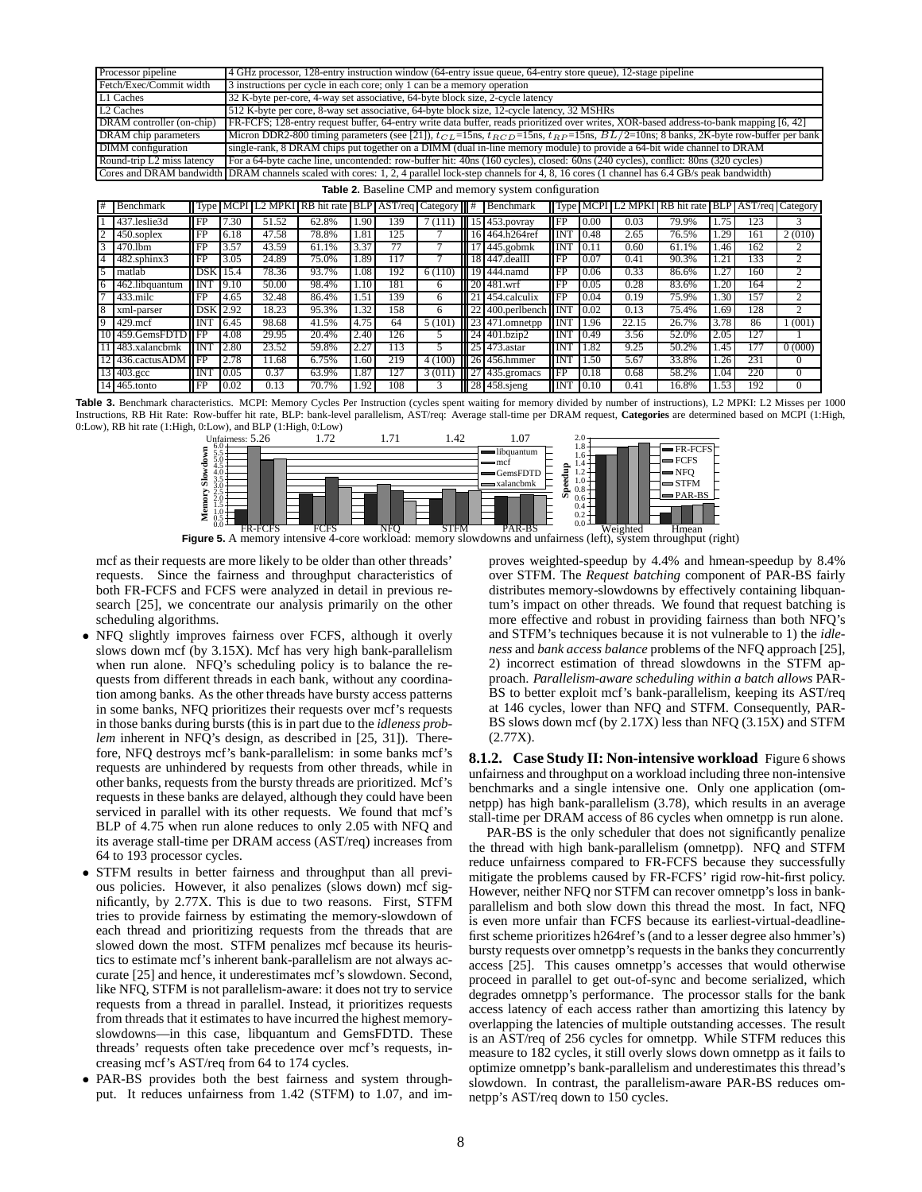| | |
|---|---|
| Processor pipeline | 4 GHz processor, 128-entry instruction window (64-entry issue queue, 64-entry store queue), 12-stage pipeline |
| Fetch/Exec/Commit width | 3 instructions per cycle in each core; only 1 can be a memory operation |
| L1 Caches | 32 K-byte per-core, 4-way set associative, 64-byte block size, 2-cycle latency |
| L2 Caches | 512 K-byte per core, 8-way set associative, 64-byte block size, 12-cycle latency, 32 MSHRs |
| DRAM controller (on-chip) | FR-FCFS; 128-entry request buffer, 64-entry write data buffer, reads prioritized over writes, XOR-based address-to-bank mapping [6, 42] |
| DRAM chip parameters | Micron DDR2-800 timing parameters (see [21]), $t_{CL}$=15ns, $t_{RCD}$=15ns, $t_{RP}$=15ns, $BL/2$=10ns; 8 banks, 2K-byte row-buffer per bank |
| DIMM configuration | single-rank, 8 DRAM chips put together on a DIMM (dual in-line memory module) to provide a 64-bit wide channel to DRAM |
| Round-trip L2 miss latency | For a 64-byte cache line, uncontended: row-buffer hit: 40ns (160 cycles), closed: 60ns (240 cycles), conflict: 80ns (320 cycles) |
| Cores and DRAM bandwidth | DRAM channels scaled with cores: 1, 2, 4 parallel lock-step channels for 4, 8, 16 cores (1 channel has 6.4 GB/s peak bandwidth) |

**Table 2.** Baseline CMP and memory system configuration

| # | Benchmark | Type | MCPI | L2 MPKI | RB hit rate | BLP | AST/req | Category | # | Benchmark | Type | MCPI | L2 MPKI | RB hit rate | BLP | AST/req | Category |
|---|---|---|---|---|---|---|---|---|---|---|---|---|---|---|---|---|---|
| 1 | 437.leslie3d | FP | 7.30 | 51.52 | 62.8% | 1.90 | 139 | 7 (111) | 15 | 453.povray | FP | 0.00 | 0.03 | 79.9% | 1.75 | 123 | 3 |
| 2 | 450.soplex | FP | 6.18 | 47.58 | 78.8% | 1.81 | 125 | 7 | 16 | 464.h264ref | INT | 0.48 | 2.65 | 76.5% | 1.29 | 161 | 2 (010) |
| 3 | 470.lbm | FP | 3.57 | 43.59 | 61.1% | 3.37 | 77 | 7 | 17 | 445.gobmk | INT | 0.11 | 0.60 | 61.1% | 1.46 | 162 | 2 |
| 4 | 482.sphinx3 | FP | 3.05 | 24.89 | 75.0% | 1.89 | 117 | 7 | 18 | 447.dealII | FP | 0.07 | 0.41 | 90.3% | 1.21 | 133 | 2 |
| 5 | matlab | DSK | 15.4 | 78.36 | 93.7% | 1.08 | 192 | 6 (110) | 19 | 444.namd | FP | 0.06 | 0.33 | 86.6% | 1.27 | 160 | 2 |
| 6 | 462.libquantum | INT | 9.10 | 50.00 | 98.4% | 1.10 | 181 | 6 | 20 | 481.wrf | FP | 0.05 | 0.28 | 83.6% | 1.20 | 164 | 2 |
| 7 | 433.milc | FP | 4.65 | 32.48 | 86.4% | 1.51 | 139 | 6 | 21 | 454.calculix | FP | 0.04 | 0.19 | 75.9% | 1.30 | 157 | 2 |
| 8 | xml-parser | DSK | 2.92 | 18.23 | 95.3% | 1.32 | 158 | 6 | 22 | 400.perlbench | INT | 0.02 | 0.13 | 75.4% | 1.69 | 128 | 2 |
| 9 | 429.mcf | INT | 6.45 | 98.68 | 41.5% | 4.75 | 64 | 5 (101) | 23 | 471.omnetpp | INT | 1.96 | 22.15 | 26.7% | 3.78 | 86 | 1 (001) |
| 10 | 459.GemsFDTD | FP | 4.08 | 29.95 | 20.4% | 2.40 | 126 | 5 | 24 | 401.bzip2 | INT | 0.49 | 3.56 | 52.0% | 2.05 | 127 | 1 |
| 11 | 483.xalancbmk | INT | 2.80 | 23.52 | 59.8% | 2.27 | 113 | 5 | 25 | 473.astar | INT | 1.82 | 9.25 | 50.2% | 1.45 | 177 | 0 (000) |
| 12 | 436.cactusADM | FP | 2.78 | 11.68 | 6.75% | 1.60 | 219 | 4 (100) | 26 | 456.hmmer | INT | 1.50 | 5.67 | 33.8% | 1.26 | 231 | 0 |
| 13 | 403.gcc | INT | 0.05 | 0.37 | 63.9% | 1.87 | 127 | 3 (011) | 27 | 435.gromacs | FP | 0.18 | 0.68 | 58.2% | 1.04 | 220 | 0 |
| 14 | 465.tonto | FP | 0.02 | 0.13 | 70.7% | 1.92 | 108 | 3 | 28 | 458.sjeng | INT | 0.10 | 0.41 | 16.8% | 1.53 | 192 | 0 |

**Table 3.** Benchmark characteristics. MCPI: Memory Cycles Per Instruction (cycles spent waiting for memory divided by number of instructions), L2 MPKI: L2 Misses per 1000 Instructions, RB Hit Rate: Row-buffer hit rate, BLP: bank-level parallelism, AST/req: Average stall-time per DRAM request, **Categories** are determined based on MCPI (1:High, 0:Low), RB hit rate (1:High, 0:Low), and BLP (1:High, 0:Low)

**Figure 5.** A memory intensive 4-core workload: memory slowdowns and unfairness (left), system throughput (right)

mcf as their requests are more likely to be older than other threads' requests. Since the fairness and throughput characteristics of both FR-FCFS and FCFS were analyzed in detail in previous research [25], we concentrate our analysis primarily on the other scheduling algorithms.

- NFQ slightly improves fairness over FCFS, although it overly slows down mcf (by 3.15X). Mcf has very high bank-parallelism when run alone. NFQ's scheduling policy is to balance the requests from different threads in each bank, without any coordination among banks. As the other threads have bursty access patterns in some banks, NFQ prioritizes their requests over mcf's requests in those banks during bursts (this is in part due to the *idleness problem* inherent in NFQ's design, as described in [25, 31]). Therefore, NFQ destroys mcf's bank-parallelism: in some banks mcf's requests are unhindered by requests from other threads, while in other banks, requests from the bursty threads are prioritized. Mcf's requests in these banks are delayed, although they could have been serviced in parallel with its other requests. We found that mcf's BLP of 4.75 when run alone reduces to only 2.05 with NFQ and its average stall-time per DRAM access (AST/req) increases from 64 to 193 processor cycles.
- STFM results in better fairness and throughput than all previous policies. However, it also penalizes (slows down) mcf significantly, by 2.77X. This is due to two reasons. First, STFM tries to provide fairness by estimating the memory-slowdown of each thread and prioritizing requests from the threads that are slowed down the most. STFM penalizes mcf because its heuristics to estimate mcf's inherent bank-parallelism are not always accurate [25] and hence, it underestimates mcf's slowdown. Second, like NFQ, STFM is not parallelism-aware: it does not try to service requests from a thread in parallel. Instead, it prioritizes requests from threads that it estimates to have incurred the highest memory-slowdowns—in this case, libquantum and GemsFDTD. These threads' requests often take precedence over mcf's requests, increasing mcf's AST/req from 64 to 174 cycles.
- PAR-BS provides both the best fairness and system throughput. It reduces unfairness from 1.42 (STFM) to 1.07, and improves weighted-speedup by 4.4% and hmean-speedup by 8.4% over STFM. The *Request batching* component of PAR-BS fairly distributes memory-slowdowns by effectively containing libquantum's impact on other threads. We found that request batching is more effective and robust in providing fairness than both NFQ's and STFM's techniques because it is not vulnerable to 1) the *idleness* and *bank access balance* problems of the NFQ approach [25], 2) incorrect estimation of thread slowdowns in the STFM approach. *Parallelism-aware scheduling within a batch allows* PAR-BS to better exploit mcf's bank-parallelism, keeping its AST/req at 146 cycles, lower than NFQ and STFM. Consequently, PAR-BS slows down mcf (by 2.17X) less than NFQ (3.15X) and STFM (2.77X).

**8.1.2. Case Study II: Non-intensive workload** Figure 6 shows unfairness and throughput on a workload including three non-intensive benchmarks and a single intensive one. Only one application (omnetpp) has high bank-parallelism (3.78), which results in an average stall-time per DRAM access of 86 cycles when omnetpp is run alone.

PAR-BS is the only scheduler that does not significantly penalize the thread with high bank-parallelism (omnetpp). NFQ and STFM reduce unfairness compared to FR-FCFS because they successfully mitigate the problems caused by FR-FCFS' rigid row-hit-first policy. However, neither NFQ nor STFM can recover omnetpp's loss in bank-parallelism and both slow down this thread the most. In fact, NFQ is even more unfair than FCFS because its earliest-virtual-deadline-first scheme prioritizes h264ref's (and to a lesser degree also hmmer's) bursty requests over omnetpp's requests in the banks they concurrently access [25]. This causes omnetpp's accesses that would otherwise proceed in parallel to get out-of-sync and become serialized, which degrades omnetpp's performance. The processor stalls for the bank access latency of each access rather than amortizing this latency by overlapping the latencies of multiple outstanding accesses. The result is an AST/req of 256 cycles for omnetpp. While STFM reduces this measure to 182 cycles, it still overly slows down omnetpp as it fails to optimize omnetpp's bank-parallelism and underestimates this thread's slowdown. In contrast, the parallelism-aware PAR-BS reduces omnetpp's AST/req down to 150 cycles.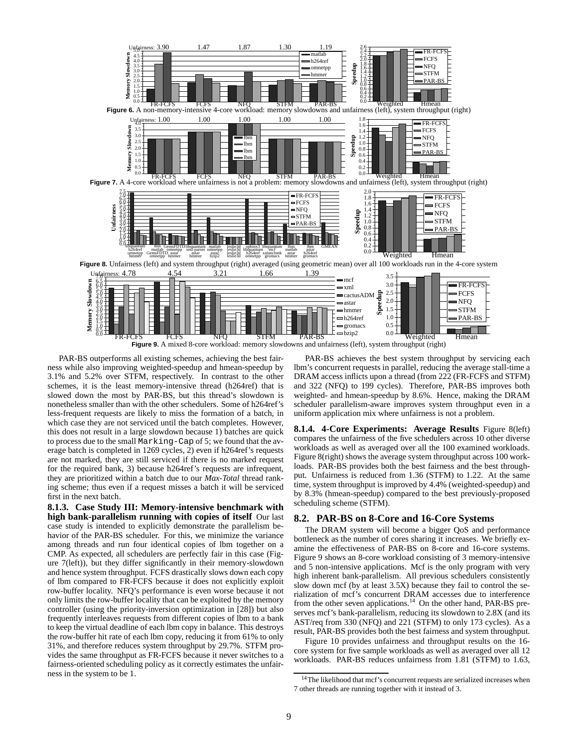Figure 6. A non-memory-intensive 4-core workload: memory slowdowns and unfairness (left), system throughput (right)

Figure 7. A 4-core workload where unfairness is not a problem: memory slowdowns and unfairness (left), system throughput (right)

Figure 8. Unfairness (left) and system throughput (right) averaged (using geometric mean) over all 100 workloads run in the 4-core system

Figure 9. A mixed 8-core workload: memory slowdowns and unfairness (left), system throughput (right)

PAR-BS outperforms all existing schemes, achieving the best fairness while also improving weighted-speedup and hmean-speedup by 3.1% and 5.2% over STFM, respectively. In contrast to the other schemes, it is the least memory-intensive thread (h264ref) that is slowed down the most by PAR-BS, but this thread's slowdown is nonetheless smaller than with the other schedulers. Some of h264ref's less-frequent requests are likely to miss the formation of a batch, in which case they are not serviced until the batch completes. However, this does not result in a large slowdown because 1) batches are quick to process due to the small `Marking-Cap` of 5; we found that the average batch is completed in 1269 cycles, 2) even if h264ref's requests are not marked, they are still serviced if there is no marked request for the required bank, 3) because h264ref's requests are infrequent, they are prioritized within a batch due to our *Max-Total* thread ranking scheme; thus even if a request misses a batch it will be serviced first in the next batch.

**8.1.3. Case Study III: Memory-intensive benchmark with high bank-parallelism running with copies of itself** Our last case study is intended to explicitly demonstrate the parallelism behavior of the PAR-BS scheduler. For this, we minimize the variance among threads and run four identical copies of lbm together on a CMP. As expected, all schedulers are perfectly fair in this case (Figure 7(left)), but they differ significantly in their memory-slowdown and hence system throughput. FCFS drastically slows down each copy of lbm compared to FR-FCFS because it does not explicitly exploit row-buffer locality. NFQ's performance is even worse because it not only limits the row-buffer locality that can be exploited by the memory controller (using the priority-inversion optimization in [28]) but also frequently interleaves requests from different copies of lbm to a bank to keep the virtual deadline of each lbm copy in balance. This destroys the row-buffer hit rate of each lbm copy, reducing it from 61% to only 31%, and therefore reduces system throughput by 29.7%. STFM provides the same throughput as FR-FCFS because it never switches to a fairness-oriented scheduling policy as it correctly estimates the unfairness in the system to be 1.

PAR-BS achieves the best system throughput by servicing each lbm's concurrent requests in parallel, reducing the average stall-time a DRAM access inflicts upon a thread (from 222 (FR-FCFS and STFM) and 322 (NFQ) to 199 cycles). Therefore, PAR-BS improves both weighted- and hmean-speedup by 8.6%. Hence, making the DRAM scheduler parallelism-aware improves system throughput even in a uniform application mix where unfairness is not a problem.

**8.1.4. 4-Core Experiments: Average Results** Figure 8(left) compares the unfairness of the five schedulers across 10 other diverse workloads as well as averaged over all the 100 examined workloads. Figure 8(right) shows the average system throughput across 100 workloads. PAR-BS provides both the best fairness and the best throughput. Unfairness is reduced from 1.36 (STFM) to 1.22. At the same time, system throughput is improved by 4.4% (weighted-speedup) and by 8.3% (hmean-speedup) compared to the best previously-proposed scheduling scheme (STFM).

## 8.2. PAR-BS on 8-Core and 16-Core Systems

The DRAM system will become a bigger QoS and performance bottleneck as the number of cores sharing it increases. We briefly examine the effectiveness of PAR-BS on 8-core and 16-core systems. Figure 9 shows an 8-core workload consisting of 3 memory-intensive and 5 non-intensive applications. Mcf is the only program with very high inherent bank-parallelism. All previous schedulers consistently slow down mcf (by at least 3.5X) because they fail to control the serialization of mcf's concurrent DRAM accesses due to interference from the other seven applications.[14] On the other hand, PAR-BS preserves mcf's bank-parallelism, reducing its slowdown to 2.8X (and its AST/req from 330 (NFQ) and 221 (STFM) to only 173 cycles). As a result, PAR-BS provides both the best fairness and system throughput.

Figure 10 provides unfairness and throughput results on the 16-core system for five sample workloads as well as averaged over all 12 workloads. PAR-BS reduces unfairness from 1.81 (STFM) to 1.63,

[14] The likelihood that mcf's concurrent requests are serialized increases when 7 other threads are running together with it instead of 3.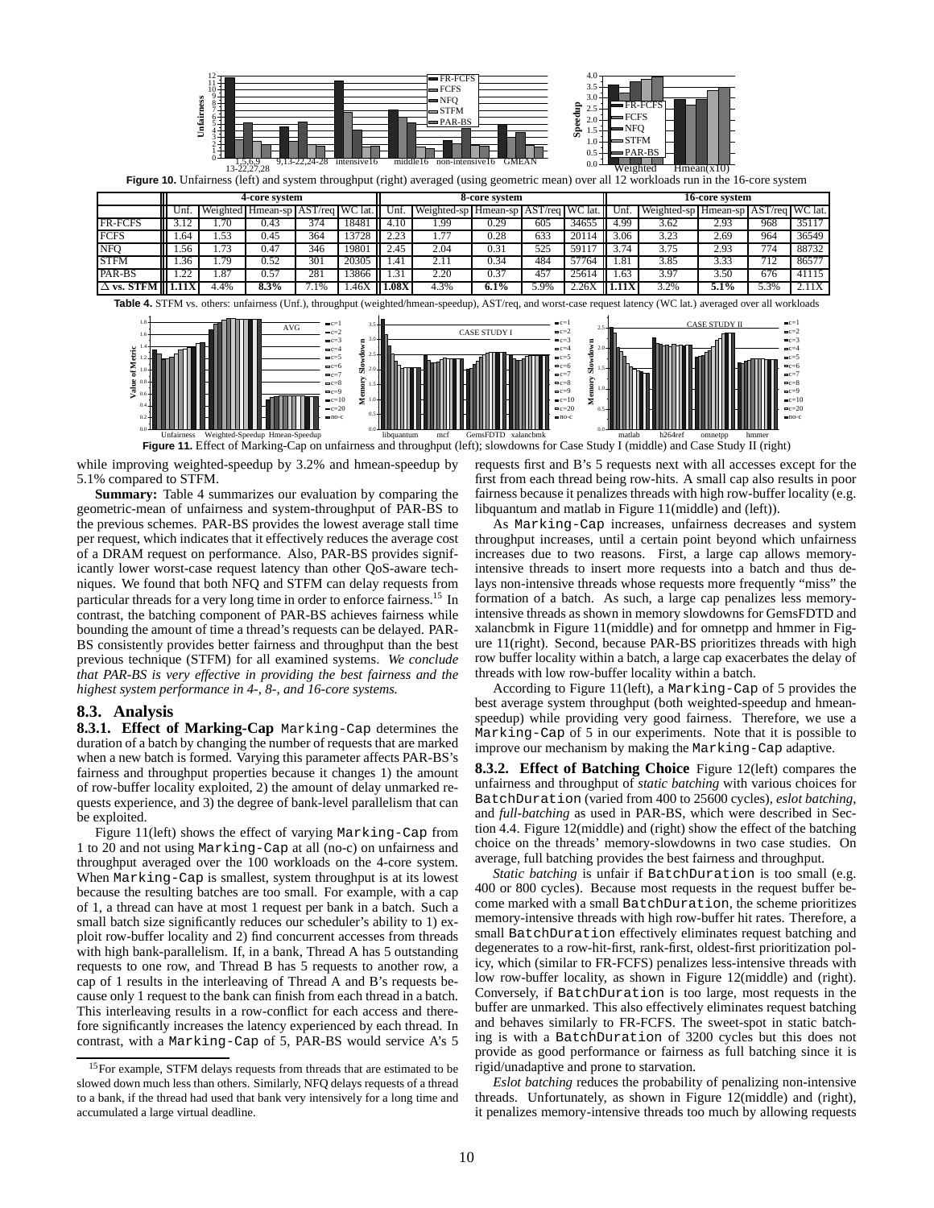Figure 10. Unfairness (left) and system throughput (right) averaged (using geometric mean) over all 12 workloads run in the 16-core system

| | 4-core system | | | | | 8-core system | | | | | 16-core system | | | | |
|---|---|---|---|---|---|---|---|---|---|---|---|---|---|---|---|
| | Unf. | Weighted | Hmean-sp | AST/req | WC lat. | Unf. | Weighted-sp | Hmean-sp | AST/req | WC lat. | Unf. | Weighted-sp | Hmean-sp | AST/req | WC lat. |
| FR-FCFS | 3.12 | 1.70 | 0.43 | 374 | 18481 | 4.10 | 1.99 | 0.29 | 605 | 34655 | 4.99 | 3.62 | 2.93 | 968 | 35117 |
| FCFS | 1.64 | 1.53 | 0.45 | 364 | 13728 | 2.23 | 1.77 | 0.28 | 633 | 20114 | 3.06 | 3.23 | 2.69 | 964 | 36549 |
| NFQ | 1.56 | 1.73 | 0.47 | 346 | 19801 | 2.45 | 2.04 | 0.31 | 525 | 59117 | 3.74 | 3.75 | 2.93 | 774 | 88732 |
| STFM | 1.36 | 1.79 | 0.52 | 301 | 20305 | 1.41 | 2.11 | 0.34 | 484 | 57764 | 1.81 | 3.85 | 3.33 | 712 | 86577 |
| PAR-BS | 1.22 | 1.87 | 0.57 | 281 | 13866 | 1.31 | 2.20 | 0.37 | 457 | 25614 | 1.63 | 3.97 | 3.50 | 676 | 41115 |
| $\Delta$ vs. STFM | **1.11X** | 4.4% | **8.3%** | 7.1% | 1.46X | **1.08X** | 4.3% | **6.1%** | 5.9% | 2.26X | **1.11X** | 3.2% | **5.1%** | 5.3% | 2.11X |

Table 4. STFM vs. others: unfairness (Unf.), throughput (weighted/hmean-speedup), AST/req, and worst-case request latency (WC lat.) averaged over all workloads

Figure 11. Effect of Marking-Cap on unfairness and throughput (left); slowdowns for Case Study I (middle) and Case Study II (right)

while improving weighted-speedup by 3.2% and hmean-speedup by 5.1% compared to STFM.

**Summary:** Table 4 summarizes our evaluation by comparing the geometric-mean of unfairness and system-throughput of PAR-BS to the previous schemes. PAR-BS provides the lowest average stall time per request, which indicates that it effectively reduces the average cost of a DRAM request on performance. Also, PAR-BS provides significantly lower worst-case request latency than other QoS-aware techniques. We found that both NFQ and STFM can delay requests from particular threads for a very long time in order to enforce fairness.[15] In contrast, the batching component of PAR-BS achieves fairness while bounding the amount of time a thread's requests can be delayed. PAR-BS consistently provides better fairness and throughput than the best previous technique (STFM) for all examined systems. *We conclude that PAR-BS is very effective in providing the best fairness and the highest system performance in 4-, 8-, and 16-core systems.*

### 8.3. Analysis

**8.3.1. Effect of Marking-Cap** Marking-Cap determines the duration of a batch by changing the number of requests that are marked when a new batch is formed. Varying this parameter affects PAR-BS's fairness and throughput properties because it changes 1) the amount of row-buffer locality exploited, 2) the amount of delay unmarked requests experience, and 3) the degree of bank-level parallelism that can be exploited.

Figure 11(left) shows the effect of varying Marking-Cap from 1 to 20 and not using Marking-Cap at all (no-c) on unfairness and throughput averaged over the 100 workloads on the 4-core system. When Marking-Cap is smallest, system throughput is at its lowest because the resulting batches are too small. For example, with a cap of 1, a thread can have at most 1 request per bank in a batch. Such a small batch size significantly reduces our scheduler's ability to 1) exploit row-buffer locality and 2) find concurrent accesses from threads with high bank-parallelism. If, in a bank, Thread A has 5 outstanding requests to one row, and Thread B has 5 requests to another row, a cap of 1 results in the interleaving of Thread A and B's requests because only 1 request to the bank can finish from each thread in a batch. This interleaving results in a row-conflict for each access and therefore significantly increases the latency experienced by each thread. In contrast, with a Marking-Cap of 5, PAR-BS would service A's 5 requests first and B's 5 requests next with all accesses except for the first from each thread being row-hits. A small cap also results in poor fairness because it penalizes threads with high row-buffer locality (e.g. libquantum and matlab in Figure 11(middle) and (left)).

As Marking-Cap increases, unfairness decreases and system throughput increases, until a certain point beyond which unfairness increases due to two reasons. First, a large cap allows memory-intensive threads to insert more requests into a batch and thus delays non-intensive threads whose requests more frequently "miss" the formation of a batch. As such, a large cap penalizes less memory-intensive threads as shown in memory slowdowns for GemsFDTD and xalancbmk in Figure 11(middle) and for omnetpp and hmmer in Figure 11(right). Second, because PAR-BS prioritizes threads with high row buffer locality within a batch, a large cap exacerbates the delay of threads with low row-buffer locality within a batch.

According to Figure 11(left), a Marking-Cap of 5 provides the best average system throughput (both weighted-speedup and hmean-speedup) while providing very good fairness. Therefore, we use a Marking-Cap of 5 in our experiments. Note that it is possible to improve our mechanism by making the Marking-Cap adaptive.

**8.3.2. Effect of Batching Choice** Figure 12(left) compares the unfairness and throughput of *static batching* with various choices for BatchDuration (varied from 400 to 25600 cycles), *eslot batching*, and *full-batching* as used in PAR-BS, which were described in Section 4.4. Figure 12(middle) and (right) show the effect of the batching choice on the threads' memory-slowdowns in two case studies. On average, full batching provides the best fairness and throughput.

*Static batching* is unfair if BatchDuration is too small (e.g. 400 or 800 cycles). Because most requests in the request buffer become marked with a small BatchDuration, the scheme prioritizes memory-intensive threads with high row-buffer hit rates. Therefore, a small BatchDuration effectively eliminates request batching and degenerates to a row-hit-first, rank-first, oldest-first prioritization policy, which (similar to FR-FCFS) penalizes less-intensive threads with low row-buffer locality, as shown in Figure 12(middle) and (right). Conversely, if BatchDuration is too large, most requests in the buffer are unmarked. This also effectively eliminates request batching and behaves similarly to FR-FCFS. The sweet-spot in static batching is with a BatchDuration of 3200 cycles but this does not provide as good performance or fairness as full batching since it is rigid/unadaptive and prone to starvation.

*Eslot batching* reduces the probability of penalizing non-intensive threads. Unfortunately, as shown in Figure 12(middle) and (right), it penalizes memory-intensive threads too much by allowing requests

[15] For example, STFM delays requests from threads that are estimated to be slowed down much less than others. Similarly, NFQ delays requests of a thread to a bank, if the thread had used that bank very intensively for a long time and accumulated a large virtual deadline.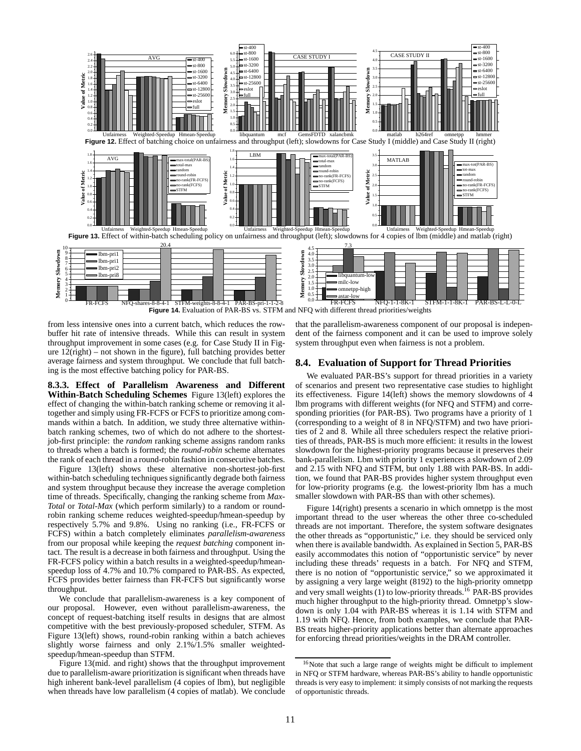**Figure 12.** Effect of batching choice on unfairness and throughput (left); slowdowns for Case Study I (middle) and Case Study II (right)

**Figure 13.** Effect of within-batch scheduling policy on unfairness and throughput (left); slowdowns for 4 copies of lbm (middle) and matlab (right)

**Figure 14.** Evaluation of PAR-BS vs. STFM and NFQ with different thread priorities/weights

from less intensive ones into a current batch, which reduces the row-buffer hit rate of intensive threads. While this can result in system throughput improvement in some cases (e.g. for Case Study II in Figure 12(right) – not shown in the figure), full batching provides better average fairness and system throughput. We conclude that full batching is the most effective batching policy for PAR-BS.

**8.3.3. Effect of Parallelism Awareness and Different Within-Batch Scheduling Schemes** Figure 13(left) explores the effect of changing the within-batch ranking scheme or removing it altogether and simply using FR-FCFS or FCFS to prioritize among commands within a batch. In addition, we study three alternative within-batch ranking schemes, two of which do not adhere to the shortest-job-first principle: the *random* ranking scheme assigns random ranks to threads when a batch is formed; the *round-robin* scheme alternates the rank of each thread in a round-robin fashion in consecutive batches.

Figure 13(left) shows these alternative non-shortest-job-first within-batch scheduling techniques significantly degrade both fairness and system throughput because they increase the average completion time of threads. Specifically, changing the ranking scheme from *Max-Total* or *Total-Max* (which perform similarly) to a random or round-robin ranking scheme reduces weighted-speedup/hmean-speedup by respectively 5.7% and 9.8%. Using no ranking (i.e., FR-FCFS or FCFS) within a batch completely eliminates *parallelism-awareness* from our proposal while keeping the *request batching* component intact. The result is a decrease in both fairness and throughput. Using the FR-FCFS policy within a batch results in a weighted-speedup/hmean-speedup loss of 4.7% and 10.7% compared to PAR-BS. As expected, FCFS provides better fairness than FR-FCFS but significantly worse throughput.

We conclude that parallelism-awareness is a key component of our proposal. However, even without parallelism-awareness, the concept of request-batching itself results in designs that are almost competitive with the best previously-proposed scheduler, STFM. As Figure 13(left) shows, round-robin ranking within a batch achieves slightly worse fairness and only 2.1%/1.5% smaller weighted-speedup/hmean-speedup than STFM.

Figure 13(mid. and right) shows that the throughput improvement due to parallelism-aware prioritization is significant when threads have high inherent bank-level parallelism (4 copies of lbm), but negligible when threads have low parallelism (4 copies of matlab). We conclude that the parallelism-awareness component of our proposal is independent of the fairness component and it can be used to improve solely system throughput even when fairness is not a problem.

## 8.4. Evaluation of Support for Thread Priorities

We evaluated PAR-BS's support for thread priorities in a variety of scenarios and present two representative case studies to highlight its effectiveness. Figure 14(left) shows the memory slowdowns of 4 lbm programs with different weights (for NFQ and STFM) and corresponding priorities (for PAR-BS). Two programs have a priority of 1 (corresponding to a weight of 8 in NFQ/STFM) and two have priorities of 2 and 8. While all three schedulers respect the relative priorities of threads, PAR-BS is much more efficient: it results in the lowest slowdown for the highest-priority programs because it preserves their bank-parallelism. Lbm with priority 1 experiences a slowdown of 2.09 and 2.15 with NFQ and STFM, but only 1.88 with PAR-BS. In addition, we found that PAR-BS provides higher system throughput even for low-priority programs (e.g. the lowest-priority lbm has a much smaller slowdown with PAR-BS than with other schemes).

Figure 14(right) presents a scenario in which omnetpp is the most important thread to the user whereas the other three co-scheduled threads are not important. Therefore, the system software designates the other threads as "opportunistic," i.e. they should be serviced only when there is available bandwidth. As explained in Section 5, PAR-BS easily accommodates this notion of "opportunistic service" by never including these threads' requests in a batch. For NFQ and STFM, there is no notion of "opportunistic service," so we approximated it by assigning a very large weight (8192) to the high-priority omnetpp and very small weights (1) to low-priority threads.[16] PAR-BS provides much higher throughput to the high-priority thread. Omnetpp's slowdown is only 1.04 with PAR-BS whereas it is 1.14 with STFM and 1.19 with NFQ. Hence, from both examples, we conclude that PAR-BS treats higher-priority applications better than alternate approaches for enforcing thread priorities/weights in the DRAM controller.

[16] Note that such a large range of weights might be difficult to implement in NFQ or STFM hardware, whereas PAR-BS's ability to handle opportunistic threads is very easy to implement: it simply consists of not marking the requests of opportunistic threads.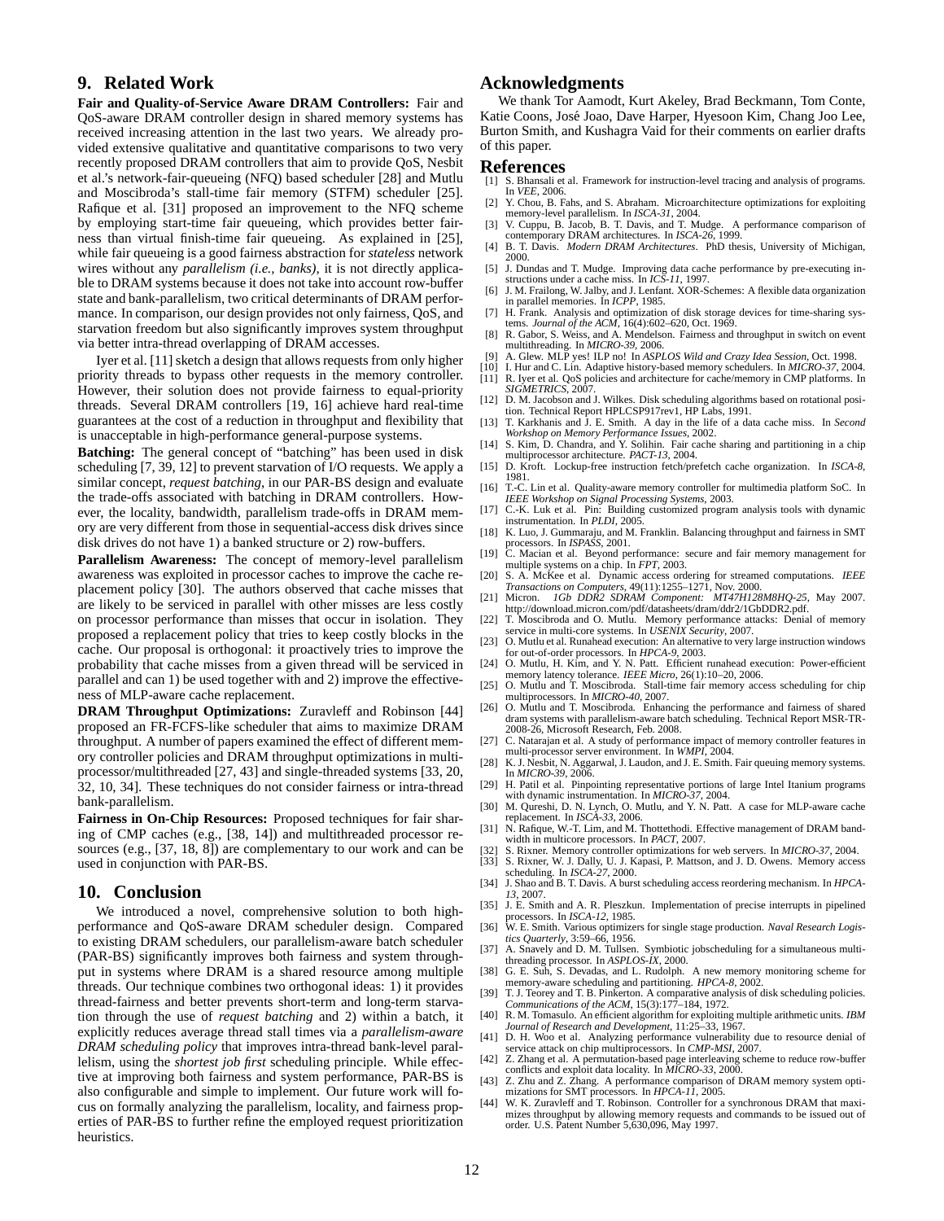## 9. Related Work

**Fair and Quality-of-Service Aware DRAM Controllers:** Fair and QoS-aware DRAM controller design in shared memory systems has received increasing attention in the last two years. We already provided extensive qualitative and quantitative comparisons to two very recently proposed DRAM controllers that aim to provide QoS, Nesbit et al.'s network-fair-queueing (NFQ) based scheduler [28] and Mutlu and Moscibroda's stall-time fair memory (STFM) scheduler [25]. Rafique et al. [31] proposed an improvement to the NFQ scheme by employing start-time fair queueing, which provides better fairness than virtual finish-time fair queueing. As explained in [25], while fair queueing is a good fairness abstraction for *stateless* network wires without any *parallelism (i.e., banks)*, it is not directly applicable to DRAM systems because it does not take into account row-buffer state and bank-parallelism, two critical determinants of DRAM performance. In comparison, our design provides not only fairness, QoS, and starvation freedom but also significantly improves system throughput via better intra-thread overlapping of DRAM accesses.

Iyer et al. [11] sketch a design that allows requests from only higher priority threads to bypass other requests in the memory controller. However, their solution does not provide fairness to equal-priority threads. Several DRAM controllers [19, 16] achieve hard real-time guarantees at the cost of a reduction in throughput and flexibility that is unacceptable in high-performance general-purpose systems.

**Batching:** The general concept of "batching" has been used in disk scheduling [7, 39, 12] to prevent starvation of I/O requests. We apply a similar concept, *request batching*, in our PAR-BS design and evaluate the trade-offs associated with batching in DRAM controllers. However, the locality, bandwidth, parallelism trade-offs in DRAM memory are very different from those in sequential-access disk drives since disk drives do not have 1) a banked structure or 2) row-buffers.

**Parallelism Awareness:** The concept of memory-level parallelism awareness was exploited in processor caches to improve the cache replacement policy [30]. The authors observed that cache misses that are likely to be serviced in parallel with other misses are less costly on processor performance than misses that occur in isolation. They proposed a replacement policy that tries to keep costly blocks in the cache. Our proposal is orthogonal: it proactively tries to improve the probability that cache misses from a given thread will be serviced in parallel and can 1) be used together with and 2) improve the effectiveness of MLP-aware cache replacement.

**DRAM Throughput Optimizations:** Zuravleff and Robinson [44] proposed an FR-FCFS-like scheduler that aims to maximize DRAM throughput. A number of papers examined the effect of different memory controller policies and DRAM throughput optimizations in multiprocessor/multithreaded [27, 43] and single-threaded systems [33, 20, 32, 10, 34]. These techniques do not consider fairness or intra-thread bank-parallelism.

**Fairness in On-Chip Resources:** Proposed techniques for fair sharing of CMP caches (e.g., [38, 14]) and multithreaded processor resources (e.g., [37, 18, 8]) are complementary to our work and can be used in conjunction with PAR-BS.

## 10. Conclusion

We introduced a novel, comprehensive solution to both high-performance and QoS-aware DRAM scheduler design. Compared to existing DRAM schedulers, our parallelism-aware batch scheduler (PAR-BS) significantly improves both fairness and system throughput in systems where DRAM is a shared resource among multiple threads. Our technique combines two orthogonal ideas: 1) it provides thread-fairness and better prevents short-term and long-term starvation through the use of *request batching* and 2) within a batch, it explicitly reduces average thread stall times via a *parallelism-aware DRAM scheduling policy* that improves intra-thread bank-level parallelism, using the *shortest job first* scheduling principle. While effective at improving both fairness and system performance, PAR-BS is also configurable and simple to implement. Our future work will focus on formally analyzing the parallelism, locality, and fairness properties of PAR-BS to further refine the employed request prioritization heuristics.

## Acknowledgments

We thank Tor Aamodt, Kurt Akeley, Brad Beckmann, Tom Conte, Katie Coons, José Joao, Dave Harper, Hyesoon Kim, Chang Joo Lee, Burton Smith, and Kushagra Vaid for their comments on earlier drafts of this paper.

## References

[1] S. Bhansali et al. Framework for instruction-level tracing and analysis of programs. In *VEE*, 2006.

[2] Y. Chou, B. Fahs, and S. Abraham. Microarchitecture optimizations for exploiting memory-level parallelism. In *ISCA-31*, 2004.

[3] V. Cuppu, B. Jacob, B. T. Davis, and T. Mudge. A performance comparison of contemporary DRAM architectures. In *ISCA-26*, 1999.

[4] B. T. Davis. *Modern DRAM Architectures*. PhD thesis, University of Michigan, 2000.

[5] J. Dundas and T. Mudge. Improving data cache performance by pre-executing instructions under a cache miss. In *ICS-11*, 1997.

[6] J. M. Frailong, W. Jalby, and J. Lenfant. XOR-Schemes: A flexible data organization in parallel memories. In *ICPP*, 1985.

[7] H. Frank. Analysis and optimization of disk storage devices for time-sharing systems. *Journal of the ACM*, 16(4):602–620, Oct. 1969.

[8] R. Gabor, S. Weiss, and A. Mendelson. Fairness and throughput in switch on event multithreading. In *MICRO-39*, 2006.

[9] A. Glew. MLP yes! ILP no! In *ASPLOS Wild and Crazy Idea Session*, Oct. 1998.

[10] I. Hur and C. Lin. Adaptive history-based memory schedulers. In *MICRO-37*, 2004.

[11] R. Iyer et al. QoS policies and architecture for cache/memory in CMP platforms. In *SIGMETRICS*, 2007.

[12] D. M. Jacobson and J. Wilkes. Disk scheduling algorithms based on rotational position. Technical Report HPLCSP917rev1, HP Labs, 1991.

[13] T. Karkhanis and J. E. Smith. A day in the life of a data cache miss. In *Second Workshop on Memory Performance Issues*, 2002.

[14] S. Kim, D. Chandra, and Y. Solihin. Fair cache sharing and partitioning in a chip multiprocessor architecture. *PACT-13*, 2004.

[15] D. Kroft. Lockup-free instruction fetch/prefetch cache organization. In *ISCA-8*, 1981.

[16] T.-C. Lin et al. Quality-aware memory controller for multimedia platform SoC. In *IEEE Workshop on Signal Processing Systems*, 2003.

[17] C.-K. Luk et al. Pin: Building customized program analysis tools with dynamic instrumentation. In *PLDI*, 2005.

[18] K. Luo, J. Gummaraju, and M. Franklin. Balancing throughput and fairness in SMT processors. In *ISPASS*, 2001.

[19] C. Macian et al. Beyond performance: secure and fair memory management for multiple systems on a chip. In *FPT*, 2003.

[20] S. A. McKee et al. Dynamic access ordering for streamed computations. *IEEE Transactions on Computers*, 49(11):1255–1271, Nov. 2000.

[21] Micron. *1Gb DDR2 SDRAM Component: MT47H128M8HQ-25*, May 2007. http://download.micron.com/pdf/datasheets/dram/ddr2/1GbDDR2.pdf.

[22] T. Moscibroda and O. Mutlu. Memory performance attacks: Denial of memory service in multi-core systems. In *USENIX Security*, 2007.

[23] O. Mutlu et al. Runahead execution: An alternative to very large instruction windows for out-of-order processors. In *HPCA-9*, 2003.

[24] O. Mutlu, H. Kim, and Y. N. Patt. Efficient runahead execution: Power-efficient memory latency tolerance. *IEEE Micro*, 26(1):10–20, 2006.

[25] O. Mutlu and T. Moscibroda. Stall-time fair memory access scheduling for chip multiprocessors. In *MICRO-40*, 2007.

[26] O. Mutlu and T. Moscibroda. Enhancing the performance and fairness of shared dram systems with parallelism-aware batch scheduling. Technical Report MSR-TR-2008-26, Microsoft Research, Feb. 2008.

[27] C. Natarajan et al. A study of performance impact of memory controller features in multi-processor server environment. In *WMPI*, 2004.

[28] K. J. Nesbit, N. Aggarwal, J. Laudon, and J. E. Smith. Fair queuing memory systems. In *MICRO-39*, 2006.

[29] H. Patil et al. Pinpointing representative portions of large Intel Itanium programs with dynamic instrumentation. In *MICRO-37*, 2004.

[30] M. Qureshi, D. N. Lynch, O. Mutlu, and Y. N. Patt. A case for MLP-aware cache replacement. In *ISCA-33*, 2006.

[31] N. Rafique, W.-T. Lim, and M. Thottethodi. Effective management of DRAM bandwidth in multicore processors. In *PACT*, 2007.

[32] S. Rixner. Memory controller optimizations for web servers. In *MICRO-37*, 2004.

[33] S. Rixner, W. J. Dally, U. J. Kapasi, P. Mattson, and J. D. Owens. Memory access scheduling. In *ISCA-27*, 2000.

[34] J. Shao and B. T. Davis. A burst scheduling access reordering mechanism. In *HPCA-13*, 2007.

[35] J. E. Smith and A. R. Pleszkun. Implementation of precise interrupts in pipelined processors. In *ISCA-12*, 1985.

[36] W. E. Smith. Various optimizers for single stage production. *Naval Research Logistics Quarterly*, 3:59–66, 1956.

[37] A. Snavely and D. M. Tullsen. Symbiotic jobscheduling for a simultaneous multi-threading processor. In *ASPLOS-IX*, 2000.

[38] G. E. Suh, S. Devadas, and L. Rudolph. A new memory monitoring scheme for memory-aware scheduling and partitioning. *HPCA-8*, 2002.

[39] T. J. Teorey and T. B. Pinkerton. A comparative analysis of disk scheduling policies. *Communications of the ACM*, 15(3):177–184, 1972.

[40] R. M. Tomasulo. An efficient algorithm for exploiting multiple arithmetic units. *IBM Journal of Research and Development*, 11:25–33, 1967.

[41] D. H. Woo et al. Analyzing performance vulnerability due to resource denial of service attack on chip multiprocessors. In *CMP-MSI*, 2007.

[42] Z. Zhang et al. A permutation-based page interleaving scheme to reduce row-buffer conflicts and exploit data locality. In *MICRO-33*, 2000.

[43] Z. Zhu and Z. Zhang. A performance comparison of DRAM memory system optimizations for SMT processors. In *HPCA-11*, 2005.

[44] W. K. Zuravleff and T. Robinson. Controller for a synchronous DRAM that maximizes throughput by allowing memory requests and commands to be issued out of order. U.S. Patent Number 5,630,096, May 1997.